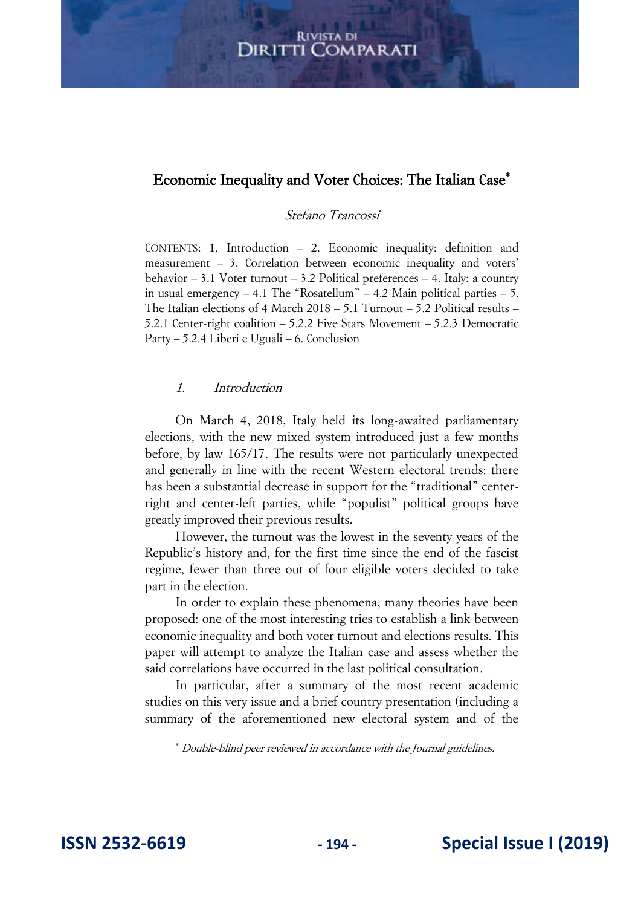# Economic Inequality and Voter Choices: The Italian Case*

*Stefano Trancossi*

CONTENTS: 1. Introduction – 2. Economic inequality: definition and measurement – 3. Correlation between economic inequality and voters' behavior – 3.1 Voter turnout – 3.2 Political preferences – 4. Italy: a country in usual emergency – 4.1 The "Rosatellum" – 4.2 Main political parties – 5. The Italian elections of 4 March 2018 – 5.1 Turnout – 5.2 Political results – 5.2.1 Center-right coalition – 5.2.2 Five Stars Movement – 5.2.3 Democratic Party – 5.2.4 Liberi e Uguali – 6. Conclusion

## *1. Introduction*

On March 4, 2018, Italy held its long-awaited parliamentary elections, with the new mixed system introduced just a few months before, by law 165/17. The results were not particularly unexpected and generally in line with the recent Western electoral trends: there has been a substantial decrease in support for the "traditional" center-right and center-left parties, while "populist" political groups have greatly improved their previous results.

However, the turnout was the lowest in the seventy years of the Republic's history and, for the first time since the end of the fascist regime, fewer than three out of four eligible voters decided to take part in the election.

In order to explain these phenomena, many theories have been proposed: one of the most interesting tries to establish a link between economic inequality and both voter turnout and elections results. This paper will attempt to analyze the Italian case and assess whether the said correlations have occurred in the last political consultation.

In particular, after a summary of the most recent academic studies on this very issue and a brief country presentation (including a summary of the aforementioned new electoral system and of the

---

* *Double-blind peer reviewed in accordance with the Journal guidelines.*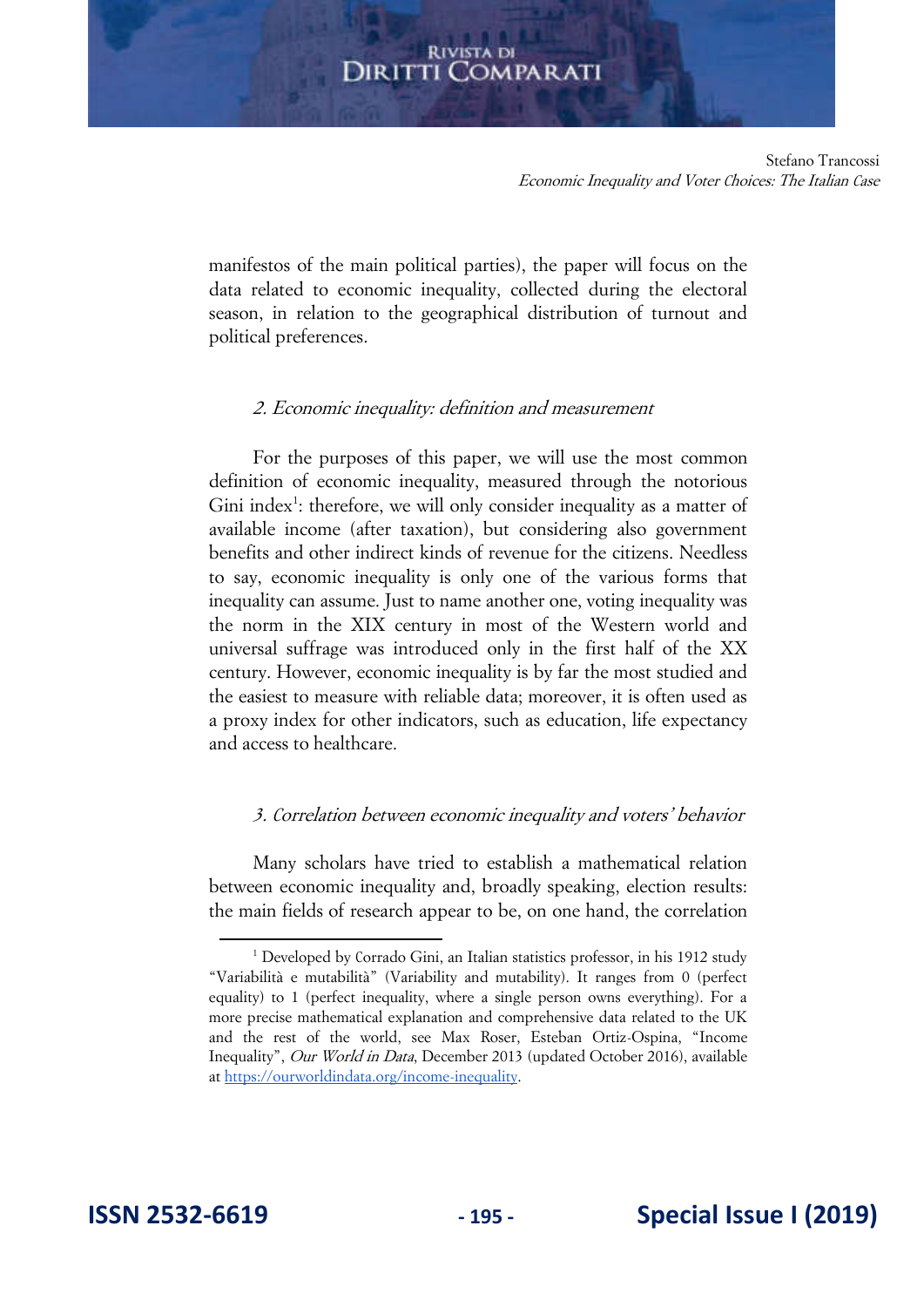manifestos of the main political parties), the paper will focus on the data related to economic inequality, collected during the electoral season, in relation to the geographical distribution of turnout and political preferences.

### *2. Economic inequality: definition and measurement*

For the purposes of this paper, we will use the most common definition of economic inequality, measured through the notorious Gini index[1]: therefore, we will only consider inequality as a matter of available income (after taxation), but considering also government benefits and other indirect kinds of revenue for the citizens. Needless to say, economic inequality is only one of the various forms that inequality can assume. Just to name another one, voting inequality was the norm in the XIX century in most of the Western world and universal suffrage was introduced only in the first half of the XX century. However, economic inequality is by far the most studied and the easiest to measure with reliable data; moreover, it is often used as a proxy index for other indicators, such as education, life expectancy and access to healthcare.

### *3. Correlation between economic inequality and voters' behavior*

Many scholars have tried to establish a mathematical relation between economic inequality and, broadly speaking, election results: the main fields of research appear to be, on one hand, the correlation

---

[1] Developed by Corrado Gini, an Italian statistics professor, in his 1912 study "Variabilità e mutabilità" (Variability and mutability). It ranges from 0 (perfect equality) to 1 (perfect inequality, where a single person owns everything). For a more precise mathematical explanation and comprehensive data related to the UK and the rest of the world, see Max Roser, Esteban Ortiz-Ospina, "Income Inequality", *Our World in Data*, December 2013 (updated October 2016), available at https://ourworldindata.org/income-inequality.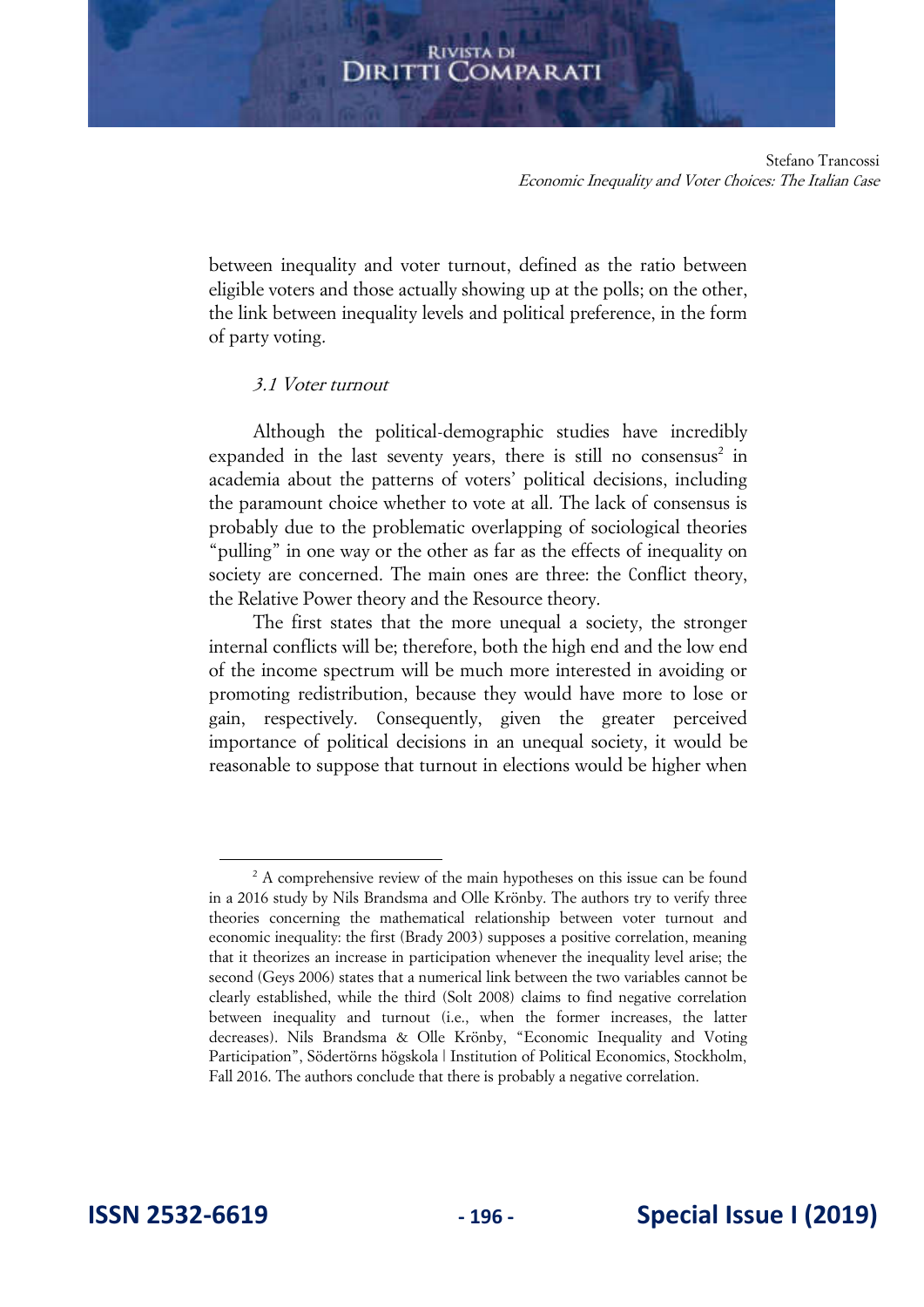between inequality and voter turnout, defined as the ratio between eligible voters and those actually showing up at the polls; on the other, the link between inequality levels and political preference, in the form of party voting.

### *3.1 Voter turnout*

Although the political-demographic studies have incredibly expanded in the last seventy years, there is still no consensus[2] in academia about the patterns of voters' political decisions, including the paramount choice whether to vote at all. The lack of consensus is probably due to the problematic overlapping of sociological theories "pulling" in one way or the other as far as the effects of inequality on society are concerned. The main ones are three: the Conflict theory, the Relative Power theory and the Resource theory.

The first states that the more unequal a society, the stronger internal conflicts will be; therefore, both the high end and the low end of the income spectrum will be much more interested in avoiding or promoting redistribution, because they would have more to lose or gain, respectively. Consequently, given the greater perceived importance of political decisions in an unequal society, it would be reasonable to suppose that turnout in elections would be higher when

---

[2] A comprehensive review of the main hypotheses on this issue can be found in a 2016 study by Nils Brandsma and Olle Krönby. The authors try to verify three theories concerning the mathematical relationship between voter turnout and economic inequality: the first (Brady 2003) supposes a positive correlation, meaning that it theorizes an increase in participation whenever the inequality level arise; the second (Geys 2006) states that a numerical link between the two variables cannot be clearly established, while the third (Solt 2008) claims to find negative correlation between inequality and turnout (i.e., when the former increases, the latter decreases). Nils Brandsma & Olle Krönby, "Economic Inequality and Voting Participation", Södertörns högskola | Institution of Political Economics, Stockholm, Fall 2016. The authors conclude that there is probably a negative correlation.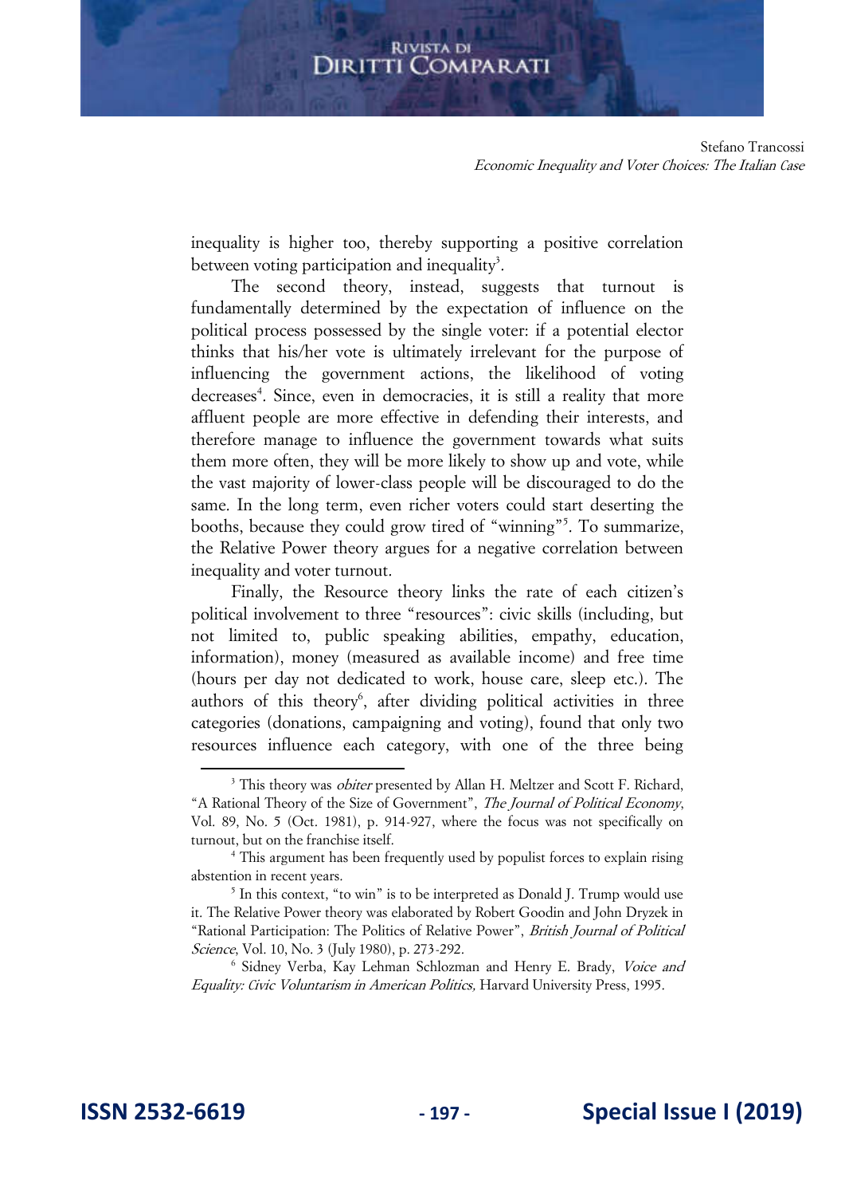inequality is higher too, thereby supporting a positive correlation between voting participation and inequality[3].

The second theory, instead, suggests that turnout is fundamentally determined by the expectation of influence on the political process possessed by the single voter: if a potential elector thinks that his/her vote is ultimately irrelevant for the purpose of influencing the government actions, the likelihood of voting decreases[4]. Since, even in democracies, it is still a reality that more affluent people are more effective in defending their interests, and therefore manage to influence the government towards what suits them more often, they will be more likely to show up and vote, while the vast majority of lower-class people will be discouraged to do the same. In the long term, even richer voters could start deserting the booths, because they could grow tired of "winning"[5]. To summarize, the Relative Power theory argues for a negative correlation between inequality and voter turnout.

Finally, the Resource theory links the rate of each citizen's political involvement to three "resources": civic skills (including, but not limited to, public speaking abilities, empathy, education, information), money (measured as available income) and free time (hours per day not dedicated to work, house care, sleep etc.). The authors of this theory[6], after dividing political activities in three categories (donations, campaigning and voting), found that only two resources influence each category, with one of the three being

---

[3] This theory was *obiter* presented by Allan H. Meltzer and Scott F. Richard, "A Rational Theory of the Size of Government", *The Journal of Political Economy*, Vol. 89, No. 5 (Oct. 1981), p. 914-927, where the focus was not specifically on turnout, but on the franchise itself.

[4] This argument has been frequently used by populist forces to explain rising abstention in recent years.

[5] In this context, "to win" is to be interpreted as Donald J. Trump would use it. The Relative Power theory was elaborated by Robert Goodin and John Dryzek in "Rational Participation: The Politics of Relative Power", *British Journal of Political Science*, Vol. 10, No. 3 (July 1980), p. 273-292.

[6] Sidney Verba, Kay Lehman Schlozman and Henry E. Brady, *Voice and Equality: Civic Voluntarism in American Politics,* Harvard University Press, 1995.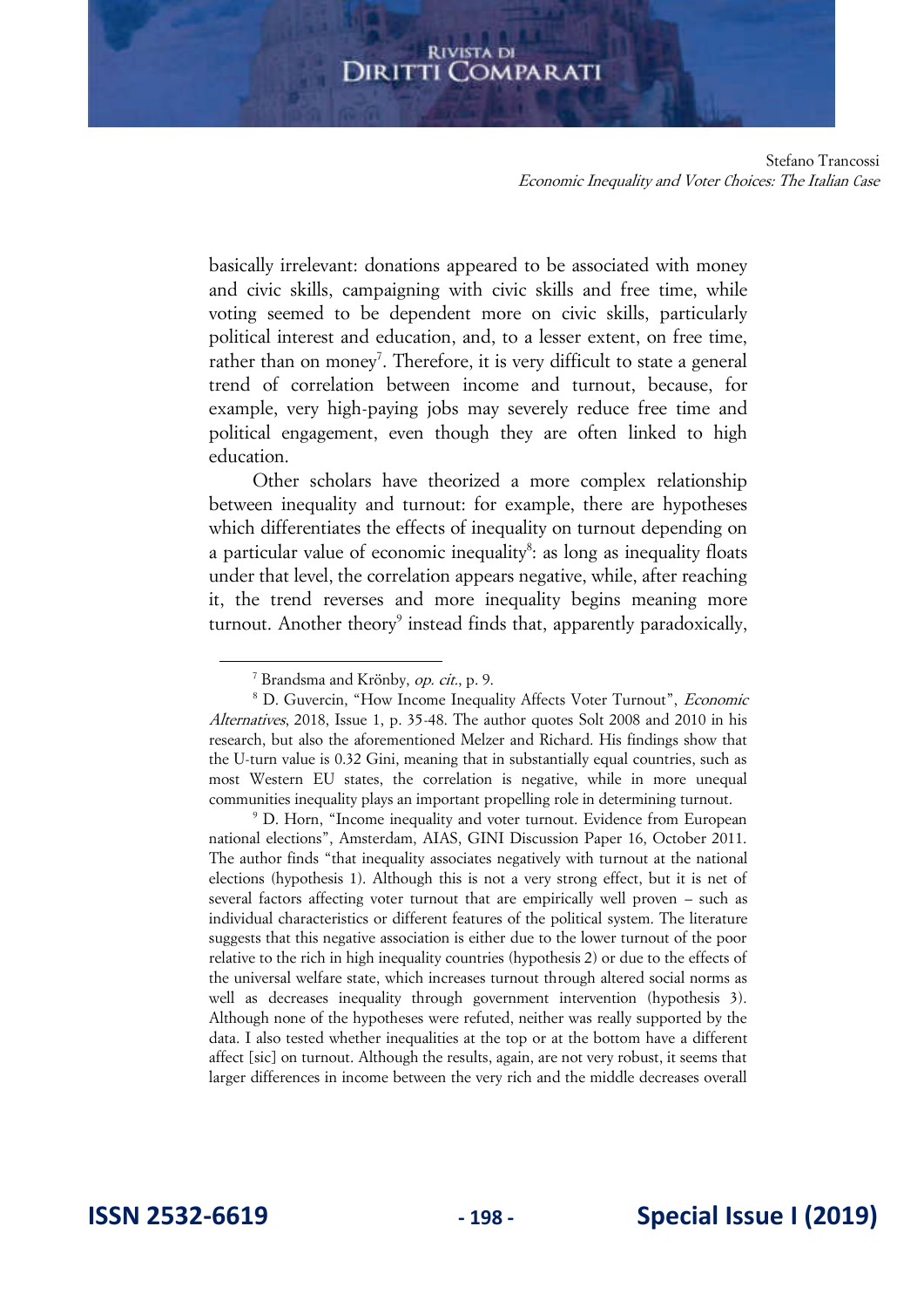basically irrelevant: donations appeared to be associated with money and civic skills, campaigning with civic skills and free time, while voting seemed to be dependent more on civic skills, particularly political interest and education, and, to a lesser extent, on free time, rather than on money[7]. Therefore, it is very difficult to state a general trend of correlation between income and turnout, because, for example, very high-paying jobs may severely reduce free time and political engagement, even though they are often linked to high education.

Other scholars have theorized a more complex relationship between inequality and turnout: for example, there are hypotheses which differentiates the effects of inequality on turnout depending on a particular value of economic inequality[8]: as long as inequality floats under that level, the correlation appears negative, while, after reaching it, the trend reverses and more inequality begins meaning more turnout. Another theory[9] instead finds that, apparently paradoxically,

---

[7] Brandsma and Krönby, *op. cit.*, p. 9.

[8] D. Guvercin, "How Income Inequality Affects Voter Turnout", *Economic Alternatives*, 2018, Issue 1, p. 35-48. The author quotes Solt 2008 and 2010 in his research, but also the aforementioned Melzer and Richard. His findings show that the U-turn value is 0.32 Gini, meaning that in substantially equal countries, such as most Western EU states, the correlation is negative, while in more unequal communities inequality plays an important propelling role in determining turnout.

[9] D. Horn, "Income inequality and voter turnout. Evidence from European national elections", Amsterdam, AIAS, GINI Discussion Paper 16, October 2011. The author finds "that inequality associates negatively with turnout at the national elections (hypothesis 1). Although this is not a very strong effect, but it is net of several factors affecting voter turnout that are empirically well proven – such as individual characteristics or different features of the political system. The literature suggests that this negative association is either due to the lower turnout of the poor relative to the rich in high inequality countries (hypothesis 2) or due to the effects of the universal welfare state, which increases turnout through altered social norms as well as decreases inequality through government intervention (hypothesis 3). Although none of the hypotheses were refuted, neither was really supported by the data. I also tested whether inequalities at the top or at the bottom have a different affect [sic] on turnout. Although the results, again, are not very robust, it seems that larger differences in income between the very rich and the middle decreases overall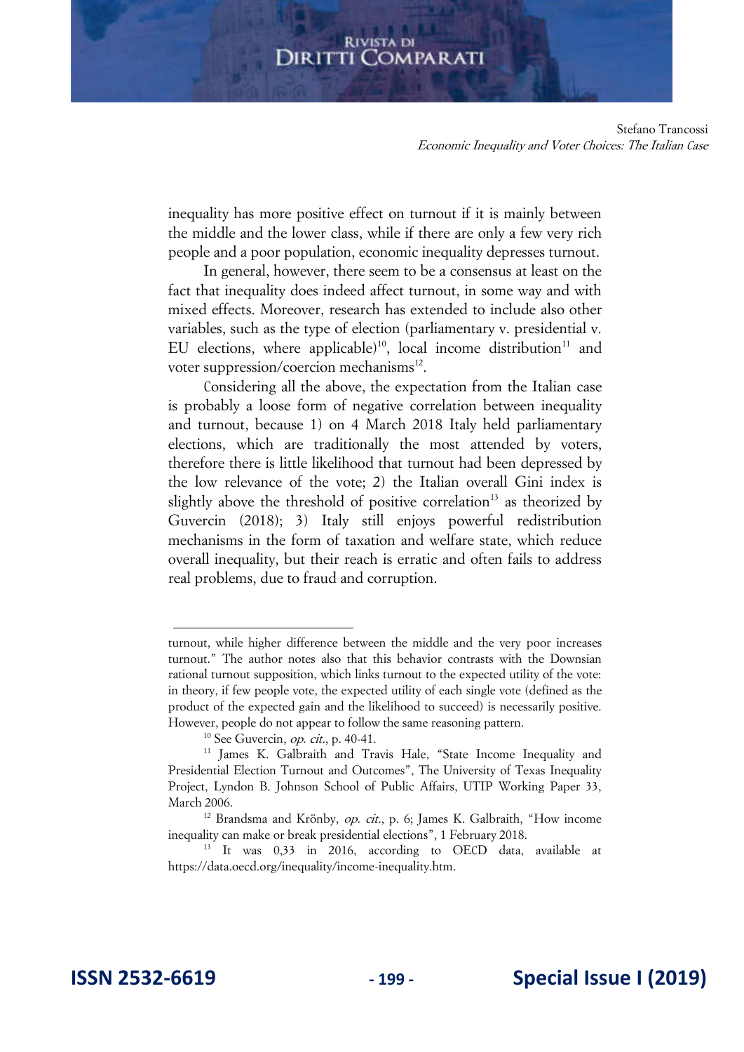inequality has more positive effect on turnout if it is mainly between the middle and the lower class, while if there are only a few very rich people and a poor population, economic inequality depresses turnout.

In general, however, there seem to be a consensus at least on the fact that inequality does indeed affect turnout, in some way and with mixed effects. Moreover, research has extended to include also other variables, such as the type of election (parliamentary v. presidential v. EU elections, where applicable)[10], local income distribution[11] and voter suppression/coercion mechanisms[12].

Considering all the above, the expectation from the Italian case is probably a loose form of negative correlation between inequality and turnout, because 1) on 4 March 2018 Italy held parliamentary elections, which are traditionally the most attended by voters, therefore there is little likelihood that turnout had been depressed by the low relevance of the vote; 2) the Italian overall Gini index is slightly above the threshold of positive correlation[13] as theorized by Guvercin (2018); 3) Italy still enjoys powerful redistribution mechanisms in the form of taxation and welfare state, which reduce overall inequality, but their reach is erratic and often fails to address real problems, due to fraud and corruption.

---

turnout, while higher difference between the middle and the very poor increases turnout." The author notes also that this behavior contrasts with the Downsian rational turnout supposition, which links turnout to the expected utility of the vote: in theory, if few people vote, the expected utility of each single vote (defined as the product of the expected gain and the likelihood to succeed) is necessarily positive. However, people do not appear to follow the same reasoning pattern.

[10] See Guvercin, *op. cit.*, p. 40-41.

[11] James K. Galbraith and Travis Hale, "State Income Inequality and Presidential Election Turnout and Outcomes", The University of Texas Inequality Project, Lyndon B. Johnson School of Public Affairs, UTIP Working Paper 33, March 2006.

[12] Brandsma and Krönby, *op. cit.*, p. 6; James K. Galbraith, "How income inequality can make or break presidential elections", 1 February 2018.

[13] It was 0,33 in 2016, according to OECD data, available at https://data.oecd.org/inequality/income-inequality.htm.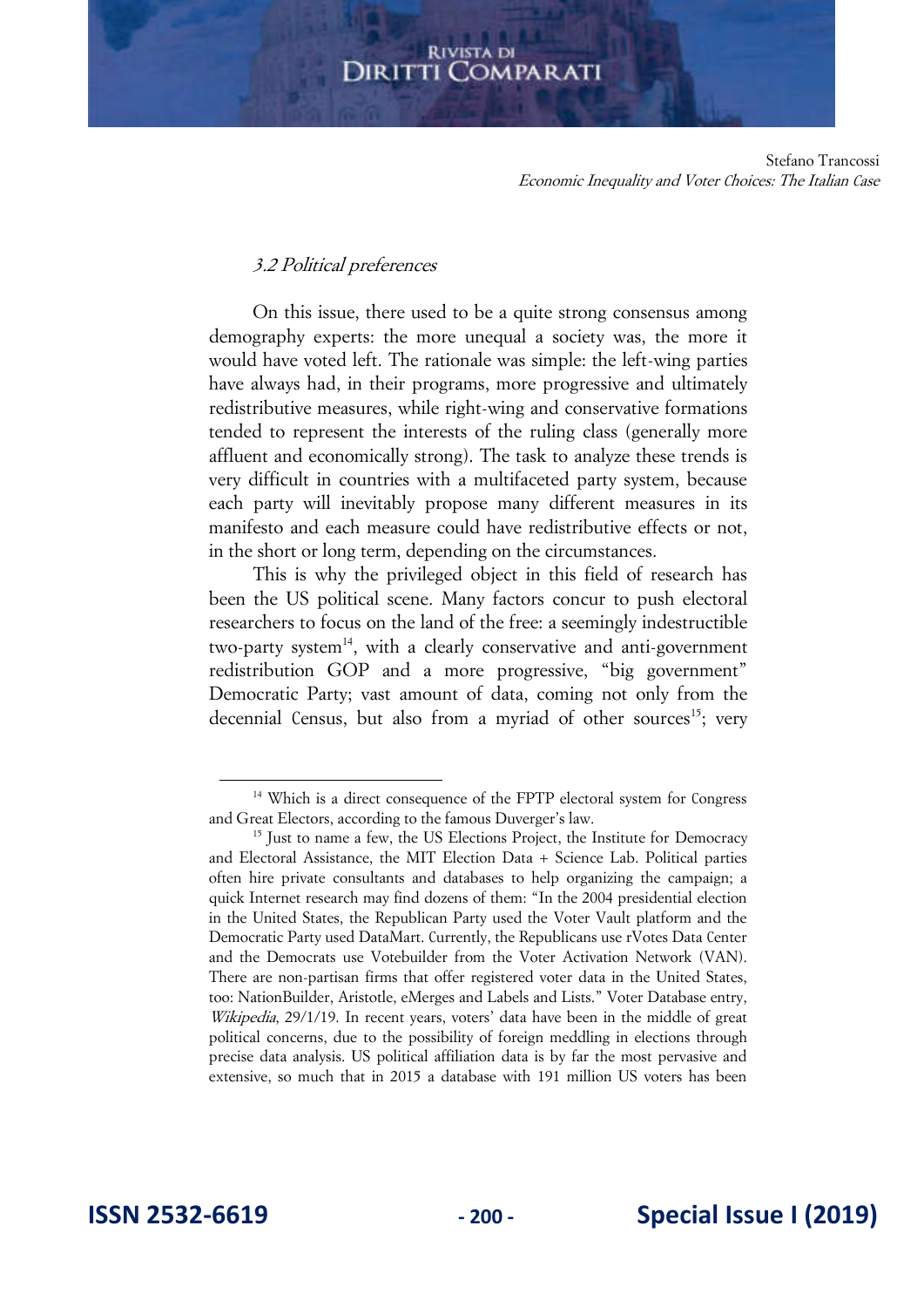### *3.2 Political preferences*

On this issue, there used to be a quite strong consensus among demography experts: the more unequal a society was, the more it would have voted left. The rationale was simple: the left-wing parties have always had, in their programs, more progressive and ultimately redistributive measures, while right-wing and conservative formations tended to represent the interests of the ruling class (generally more affluent and economically strong). The task to analyze these trends is very difficult in countries with a multifaceted party system, because each party will inevitably propose many different measures in its manifesto and each measure could have redistributive effects or not, in the short or long term, depending on the circumstances.

This is why the privileged object in this field of research has been the US political scene. Many factors concur to push electoral researchers to focus on the land of the free: a seemingly indestructible two-party system[14], with a clearly conservative and anti-government redistribution GOP and a more progressive, "big government" Democratic Party; vast amount of data, coming not only from the decennial Census, but also from a myriad of other sources[15]; very

---

[14] Which is a direct consequence of the FPTP electoral system for Congress and Great Electors, according to the famous Duverger's law.

[15] Just to name a few, the US Elections Project, the Institute for Democracy and Electoral Assistance, the MIT Election Data + Science Lab. Political parties often hire private consultants and databases to help organizing the campaign; a quick Internet research may find dozens of them: "In the 2004 presidential election in the United States, the Republican Party used the Voter Vault platform and the Democratic Party used DataMart. Currently, the Republicans use rVotes Data Center and the Democrats use Votebuilder from the Voter Activation Network (VAN). There are non-partisan firms that offer registered voter data in the United States, too: NationBuilder, Aristotle, eMerges and Labels and Lists." Voter Database entry, *Wikipedia*, 29/1/19. In recent years, voters' data have been in the middle of great political concerns, due to the possibility of foreign meddling in elections through precise data analysis. US political affiliation data is by far the most pervasive and extensive, so much that in 2015 a database with 191 million US voters has been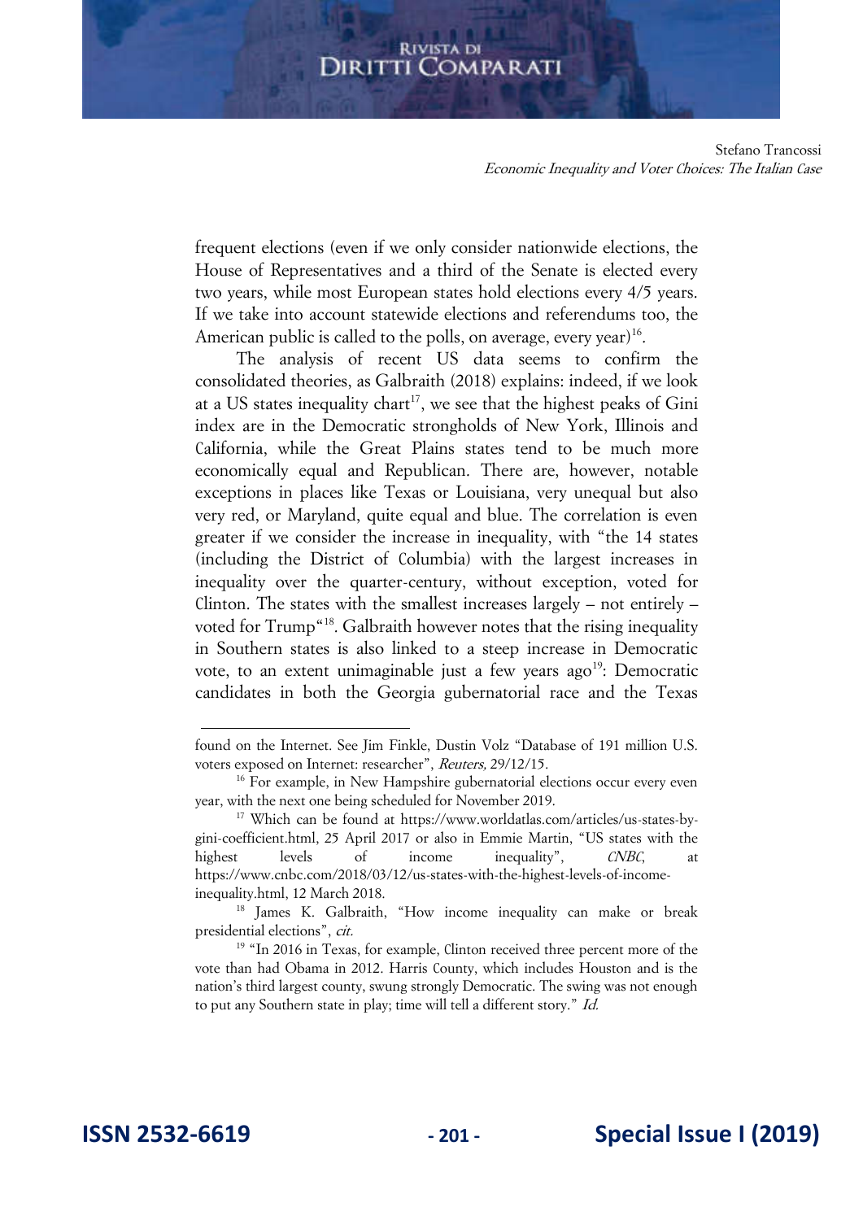frequent elections (even if we only consider nationwide elections, the House of Representatives and a third of the Senate is elected every two years, while most European states hold elections every 4/5 years. If we take into account statewide elections and referendums too, the American public is called to the polls, on average, every year)[16].

The analysis of recent US data seems to confirm the consolidated theories, as Galbraith (2018) explains: indeed, if we look at a US states inequality chart[17], we see that the highest peaks of Gini index are in the Democratic strongholds of New York, Illinois and California, while the Great Plains states tend to be much more economically equal and Republican. There are, however, notable exceptions in places like Texas or Louisiana, very unequal but also very red, or Maryland, quite equal and blue. The correlation is even greater if we consider the increase in inequality, with "the 14 states (including the District of Columbia) with the largest increases in inequality over the quarter-century, without exception, voted for Clinton. The states with the smallest increases largely – not entirely – voted for Trump"[18]. Galbraith however notes that the rising inequality in Southern states is also linked to a steep increase in Democratic vote, to an extent unimaginable just a few years ago[19]: Democratic candidates in both the Georgia gubernatorial race and the Texas

---

found on the Internet. See Jim Finkle, Dustin Volz "Database of 191 million U.S. voters exposed on Internet: researcher", *Reuters,* 29/12/15.

[16] For example, in New Hampshire gubernatorial elections occur every even year, with the next one being scheduled for November 2019.

[17] Which can be found at https://www.worldatlas.com/articles/us-states-by-gini-coefficient.html, 25 April 2017 or also in Emmie Martin, "US states with the highest levels of income inequality", *CNBC*, at https://www.cnbc.com/2018/03/12/us-states-with-the-highest-levels-of-income-inequality.html, 12 March 2018.

[18] James K. Galbraith, "How income inequality can make or break presidential elections", *cit.*

[19] "In 2016 in Texas, for example, Clinton received three percent more of the vote than had Obama in 2012. Harris County, which includes Houston and is the nation's third largest county, swung strongly Democratic. The swing was not enough to put any Southern state in play; time will tell a different story." *Id.*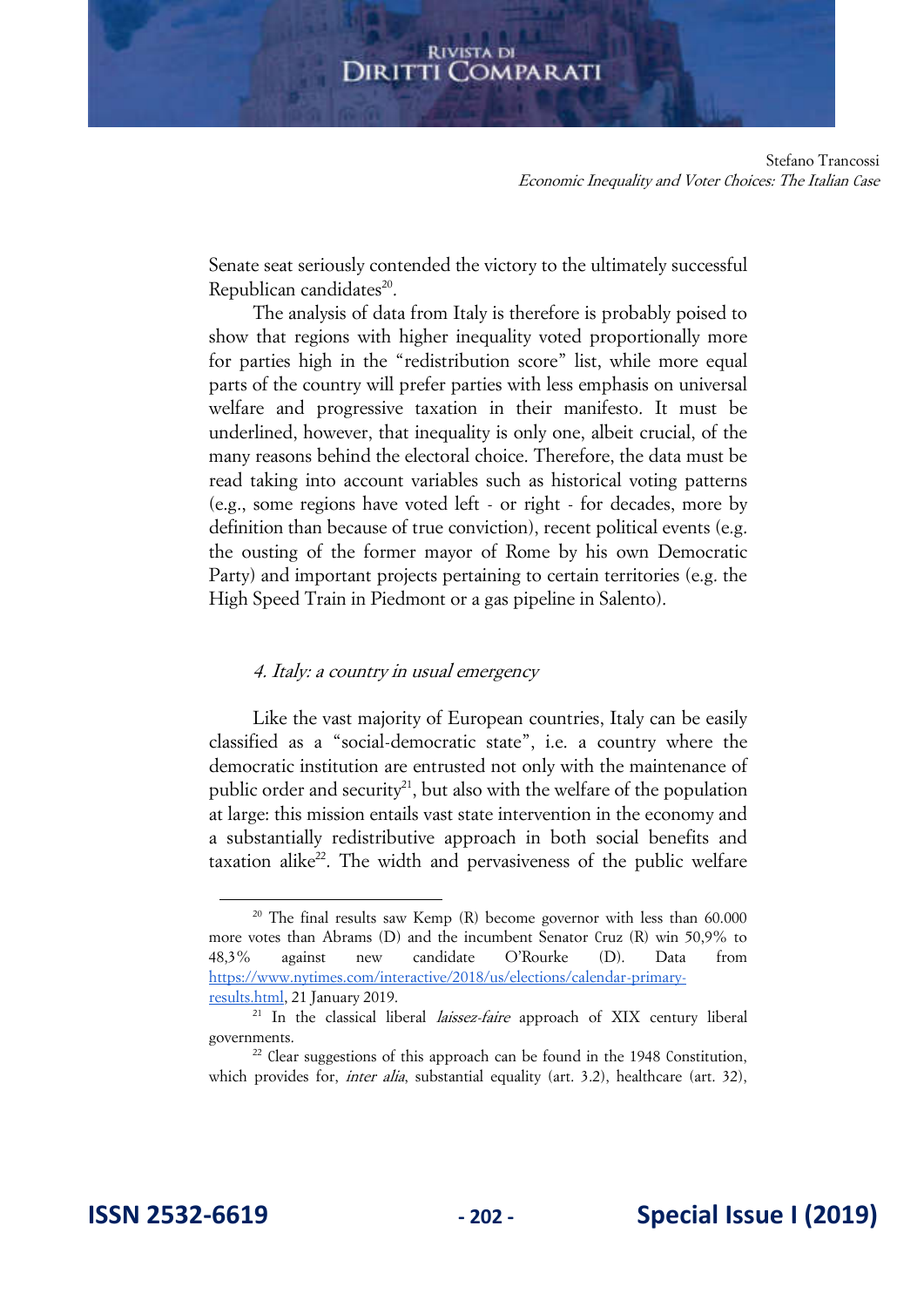Senate seat seriously contended the victory to the ultimately successful Republican candidates[20].

The analysis of data from Italy is therefore is probably poised to show that regions with higher inequality voted proportionally more for parties high in the "redistribution score" list, while more equal parts of the country will prefer parties with less emphasis on universal welfare and progressive taxation in their manifesto. It must be underlined, however, that inequality is only one, albeit crucial, of the many reasons behind the electoral choice. Therefore, the data must be read taking into account variables such as historical voting patterns (e.g., some regions have voted left - or right - for decades, more by definition than because of true conviction), recent political events (e.g. the ousting of the former mayor of Rome by his own Democratic Party) and important projects pertaining to certain territories (e.g. the High Speed Train in Piedmont or a gas pipeline in Salento).

## *4. Italy: a country in usual emergency*

Like the vast majority of European countries, Italy can be easily classified as a "social-democratic state", i.e. a country where the democratic institution are entrusted not only with the maintenance of public order and security[21], but also with the welfare of the population at large: this mission entails vast state intervention in the economy and a substantially redistributive approach in both social benefits and taxation alike[22]. The width and pervasiveness of the public welfare

---

[20] The final results saw Kemp (R) become governor with less than 60.000 more votes than Abrams (D) and the incumbent Senator Cruz (R) win 50,9% to 48,3% against new candidate O'Rourke (D). Data from https://www.nytimes.com/interactive/2018/us/elections/calendar-primary-results.html, 21 January 2019.

[21] In the classical liberal *laissez-faire* approach of XIX century liberal governments.

[22] Clear suggestions of this approach can be found in the 1948 Constitution, which provides for, *inter alia*, substantial equality (art. 3.2), healthcare (art. 32),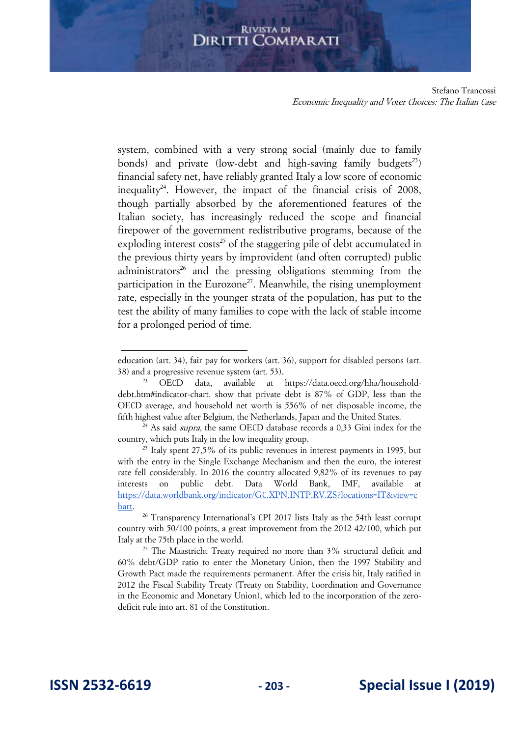system, combined with a very strong social (mainly due to family bonds) and private (low-debt and high-saving family budgets[23]) financial safety net, have reliably granted Italy a low score of economic inequality[24]. However, the impact of the financial crisis of 2008, though partially absorbed by the aforementioned features of the Italian society, has increasingly reduced the scope and financial firepower of the government redistributive programs, because of the exploding interest costs[25] of the staggering pile of debt accumulated in the previous thirty years by improvident (and often corrupted) public administrators[26] and the pressing obligations stemming from the participation in the Eurozone[27]. Meanwhile, the rising unemployment rate, especially in the younger strata of the population, has put to the test the ability of many families to cope with the lack of stable income for a prolonged period of time.

---

education (art. 34), fair pay for workers (art. 36), support for disabled persons (art. 38) and a progressive revenue system (art. 53).

[23] OECD data, available at https://data.oecd.org/hha/household-debt.htm#indicator-chart. show that private debt is 87% of GDP, less than the OECD average, and household net worth is 556% of net disposable income, the fifth highest value after Belgium, the Netherlands, Japan and the United States.

[24] As said *supra,* the same OECD database records a 0,33 Gini index for the country, which puts Italy in the low inequality group.

[25] Italy spent 27,5% of its public revenues in interest payments in 1995, but with the entry in the Single Exchange Mechanism and then the euro, the interest rate fell considerably. In 2016 the country allocated 9,82% of its revenues to pay interests on public debt. Data World Bank, IMF, available at [https://data.worldbank.org/indicator/GC.XPN.INTP.RV.ZS?locations=IT&view=chart](https://data.worldbank.org/indicator/GC.XPN.INTP.RV.ZS?locations=IT&view=chart).

[26] Transparency International's CPI 2017 lists Italy as the 54th least corrupt country with 50/100 points, a great improvement from the 2012 42/100, which put Italy at the 75th place in the world.

[27] The Maastricht Treaty required no more than 3% structural deficit and 60% debt/GDP ratio to enter the Monetary Union, then the 1997 Stability and Growth Pact made the requirements permanent. After the crisis hit, Italy ratified in 2012 the Fiscal Stability Treaty (Treaty on Stability, Coordination and Governance in the Economic and Monetary Union), which led to the incorporation of the zero-deficit rule into art. 81 of the Constitution.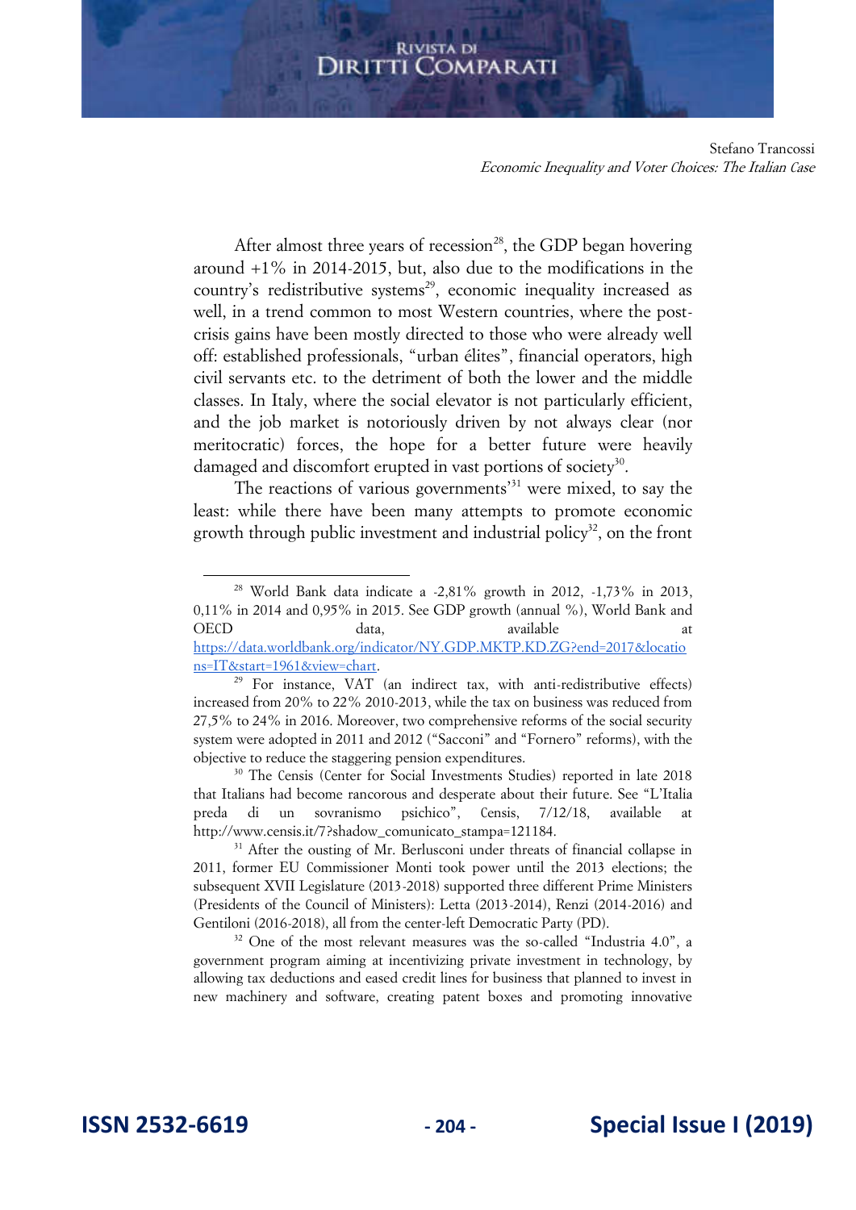After almost three years of recession[28], the GDP began hovering around +1% in 2014-2015, but, also due to the modifications in the country's redistributive systems[29], economic inequality increased as well, in a trend common to most Western countries, where the post-crisis gains have been mostly directed to those who were already well off: established professionals, "urban élites", financial operators, high civil servants etc. to the detriment of both the lower and the middle classes. In Italy, where the social elevator is not particularly efficient, and the job market is notoriously driven by not always clear (nor meritocratic) forces, the hope for a better future were heavily damaged and discomfort erupted in vast portions of society[30].

The reactions of various governments'[31] were mixed, to say the least: while there have been many attempts to promote economic growth through public investment and industrial policy[32], on the front

---

[28] World Bank data indicate a -2,81% growth in 2012, -1,73% in 2013, 0,11% in 2014 and 0,95% in 2015. See GDP growth (annual %), World Bank and OECD data, available at https://data.worldbank.org/indicator/NY.GDP.MKTP.KD.ZG?end=2017&locations=IT&start=1961&view=chart.

[29] For instance, VAT (an indirect tax, with anti-redistributive effects) increased from 20% to 22% 2010-2013, while the tax on business was reduced from 27,5% to 24% in 2016. Moreover, two comprehensive reforms of the social security system were adopted in 2011 and 2012 ("Sacconi" and "Fornero" reforms), with the objective to reduce the staggering pension expenditures.

[30] The Censis (Center for Social Investments Studies) reported in late 2018 that Italians had become rancorous and desperate about their future. See "L'Italia preda di un sovranismo psichico", Censis, 7/12/18, available at http://www.censis.it/7?shadow_comunicato_stampa=121184.

[31] After the ousting of Mr. Berlusconi under threats of financial collapse in 2011, former EU Commissioner Monti took power until the 2013 elections; the subsequent XVII Legislature (2013-2018) supported three different Prime Ministers (Presidents of the Council of Ministers): Letta (2013-2014), Renzi (2014-2016) and Gentiloni (2016-2018), all from the center-left Democratic Party (PD).

[32] One of the most relevant measures was the so-called "Industria 4.0", a government program aiming at incentivizing private investment in technology, by allowing tax deductions and eased credit lines for business that planned to invest in new machinery and software, creating patent boxes and promoting innovative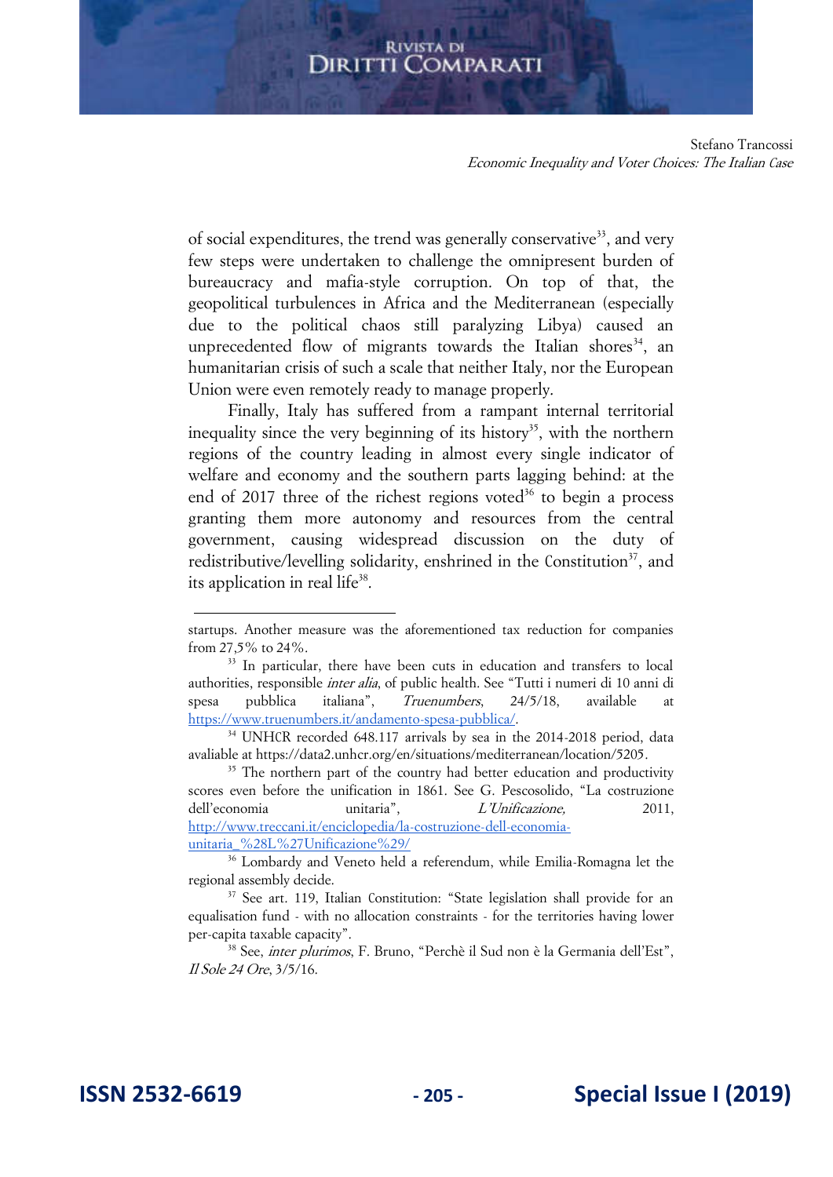of social expenditures, the trend was generally conservative[33], and very few steps were undertaken to challenge the omnipresent burden of bureaucracy and mafia-style corruption. On top of that, the geopolitical turbulences in Africa and the Mediterranean (especially due to the political chaos still paralyzing Libya) caused an unprecedented flow of migrants towards the Italian shores[34], an humanitarian crisis of such a scale that neither Italy, nor the European Union were even remotely ready to manage properly.

Finally, Italy has suffered from a rampant internal territorial inequality since the very beginning of its history[35], with the northern regions of the country leading in almost every single indicator of welfare and economy and the southern parts lagging behind: at the end of 2017 three of the richest regions voted[36] to begin a process granting them more autonomy and resources from the central government, causing widespread discussion on the duty of redistributive/levelling solidarity, enshrined in the Constitution[37], and its application in real life[38].

---

startups. Another measure was the aforementioned tax reduction for companies from 27,5% to 24%.

[33] In particular, there have been cuts in education and transfers to local authorities, responsible *inter alia*, of public health. See "Tutti i numeri di 10 anni di spesa pubblica italiana", *Truenumbers*, 24/5/18, available at https://www.truenumbers.it/andamento-spesa-pubblica/.

[34] UNHCR recorded 648.117 arrivals by sea in the 2014-2018 period, data avaliable at https://data2.unhcr.org/en/situations/mediterranean/location/5205.

[35] The northern part of the country had better education and productivity scores even before the unification in 1861. See G. Pescosolido, "La costruzione dell'economia unitaria", *L'Unificazione,* 2011, http://www.treccani.it/enciclopedia/la-costruzione-dell-economia-unitaria_%28L%27Unificazione%29/

[36] Lombardy and Veneto held a referendum, while Emilia-Romagna let the regional assembly decide.

[37] See art. 119, Italian Constitution: "State legislation shall provide for an equalisation fund - with no allocation constraints - for the territories having lower per-capita taxable capacity".

[38] See, *inter plurimos*, F. Bruno, "Perchè il Sud non è la Germania dell'Est", *Il Sole 24 Ore*, 3/5/16.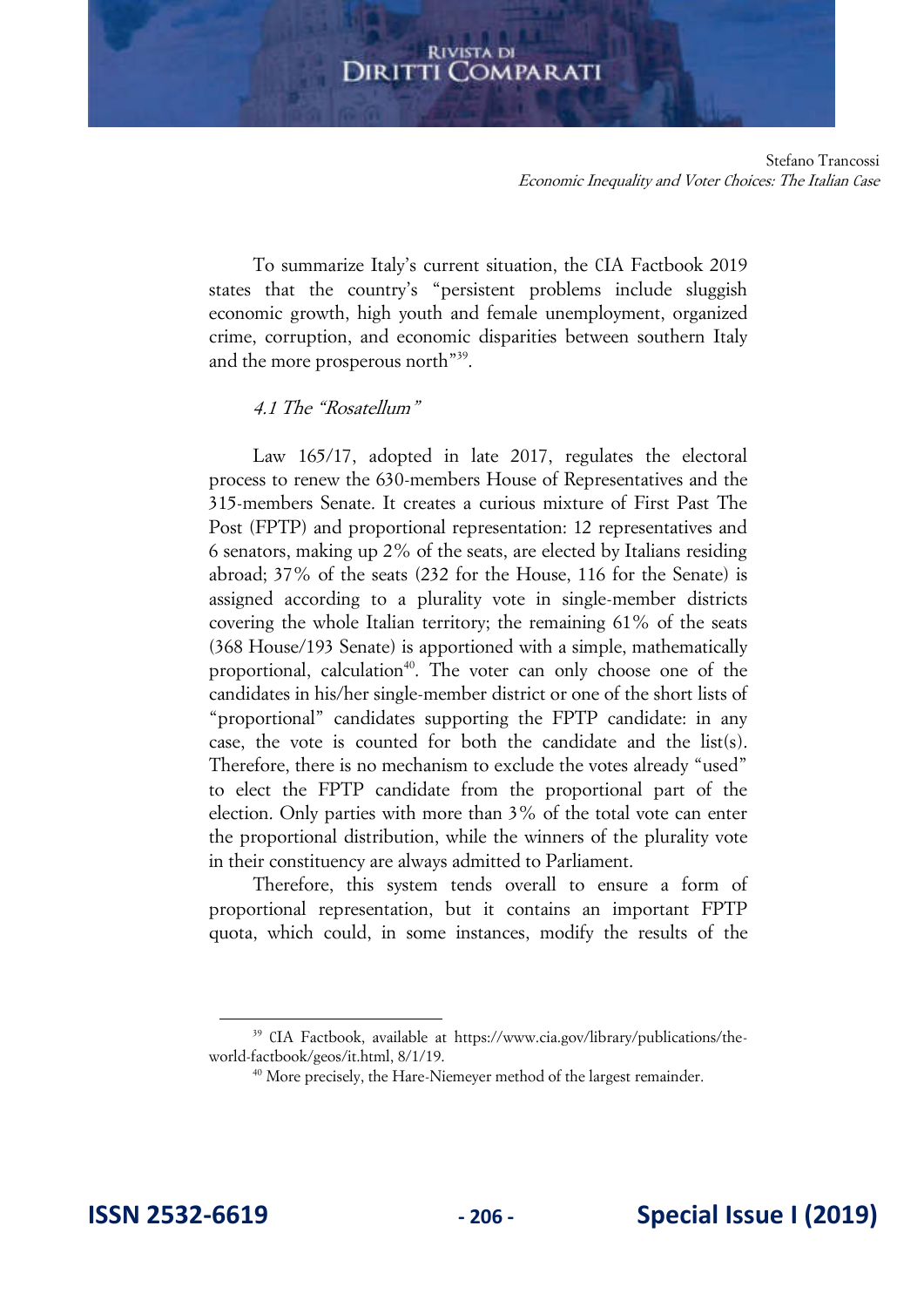To summarize Italy's current situation, the CIA Factbook 2019 states that the country's "persistent problems include sluggish economic growth, high youth and female unemployment, organized crime, corruption, and economic disparities between southern Italy and the more prosperous north"[39].

*4.1 The "Rosatellum"*

Law 165/17, adopted in late 2017, regulates the electoral process to renew the 630-members House of Representatives and the 315-members Senate. It creates a curious mixture of First Past The Post (FPTP) and proportional representation: 12 representatives and 6 senators, making up 2% of the seats, are elected by Italians residing abroad; 37% of the seats (232 for the House, 116 for the Senate) is assigned according to a plurality vote in single-member districts covering the whole Italian territory; the remaining 61% of the seats (368 House/193 Senate) is apportioned with a simple, mathematically proportional, calculation[40]. The voter can only choose one of the candidates in his/her single-member district or one of the short lists of "proportional" candidates supporting the FPTP candidate: in any case, the vote is counted for both the candidate and the list(s). Therefore, there is no mechanism to exclude the votes already "used" to elect the FPTP candidate from the proportional part of the election. Only parties with more than 3% of the total vote can enter the proportional distribution, while the winners of the plurality vote in their constituency are always admitted to Parliament.

Therefore, this system tends overall to ensure a form of proportional representation, but it contains an important FPTP quota, which could, in some instances, modify the results of the

[39] CIA Factbook, available at https://www.cia.gov/library/publications/the-world-factbook/geos/it.html, 8/1/19.

[40] More precisely, the Hare-Niemeyer method of the largest remainder.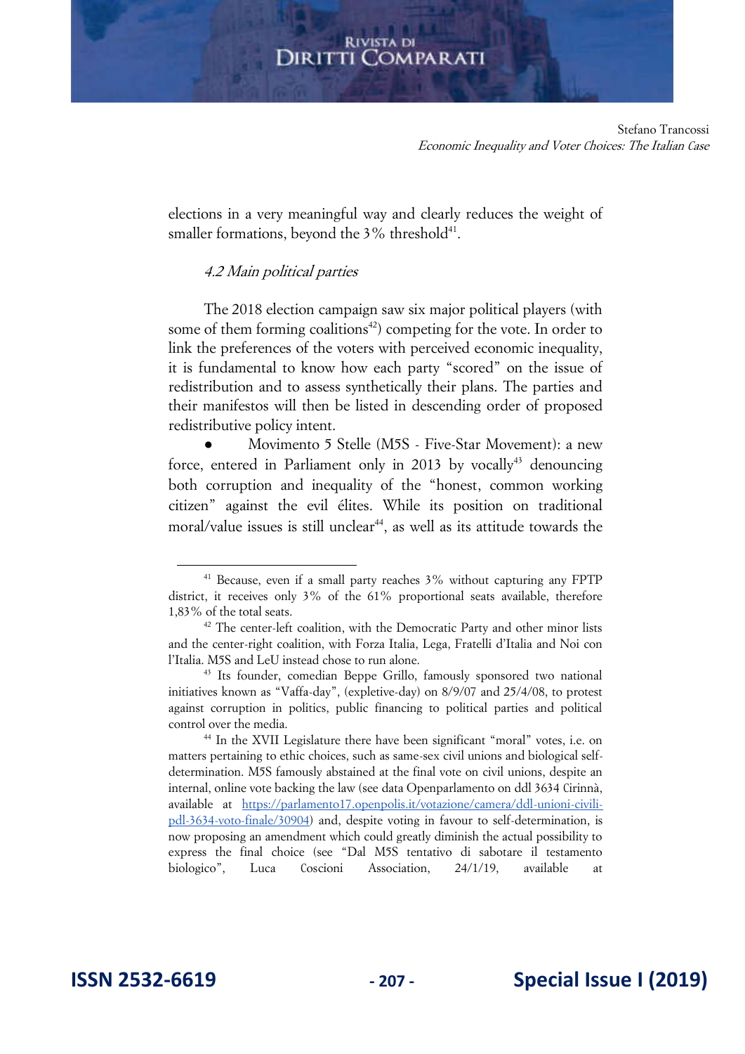elections in a very meaningful way and clearly reduces the weight of smaller formations, beyond the 3% threshold[41].

### *4.2 Main political parties*

The 2018 election campaign saw six major political players (with some of them forming coalitions[42]) competing for the vote. In order to link the preferences of the voters with perceived economic inequality, it is fundamental to know how each party "scored" on the issue of redistribution and to assess synthetically their plans. The parties and their manifestos will then be listed in descending order of proposed redistributive policy intent.

- Movimento 5 Stelle (M5S - Five-Star Movement): a new force, entered in Parliament only in 2013 by vocally[43] denouncing both corruption and inequality of the "honest, common working citizen" against the evil élites. While its position on traditional moral/value issues is still unclear[44], as well as its attitude towards the

---

[41] Because, even if a small party reaches 3% without capturing any FPTP district, it receives only 3% of the 61% proportional seats available, therefore 1,83% of the total seats.

[42] The center-left coalition, with the Democratic Party and other minor lists and the center-right coalition, with Forza Italia, Lega, Fratelli d'Italia and Noi con l'Italia. M5S and LeU instead chose to run alone.

[43] Its founder, comedian Beppe Grillo, famously sponsored two national initiatives known as "Vaffa-day", (expletive-day) on 8/9/07 and 25/4/08, to protest against corruption in politics, public financing to political parties and political control over the media.

[44] In the XVII Legislature there have been significant "moral" votes, i.e. on matters pertaining to ethic choices, such as same-sex civil unions and biological self-determination. M5S famously abstained at the final vote on civil unions, despite an internal, online vote backing the law (see data Openparlamento on ddl 3634 Cirinnà, available at https://parlamento17.openpolis.it/votazione/camera/ddl-unioni-civili-pdl-3634-voto-finale/30904) and, despite voting in favour to self-determination, is now proposing an amendment which could greatly diminish the actual possibility to express the final choice (see "Dal M5S tentativo di sabotare il testamento biologico", Luca Coscioni Association, 24/1/19, available at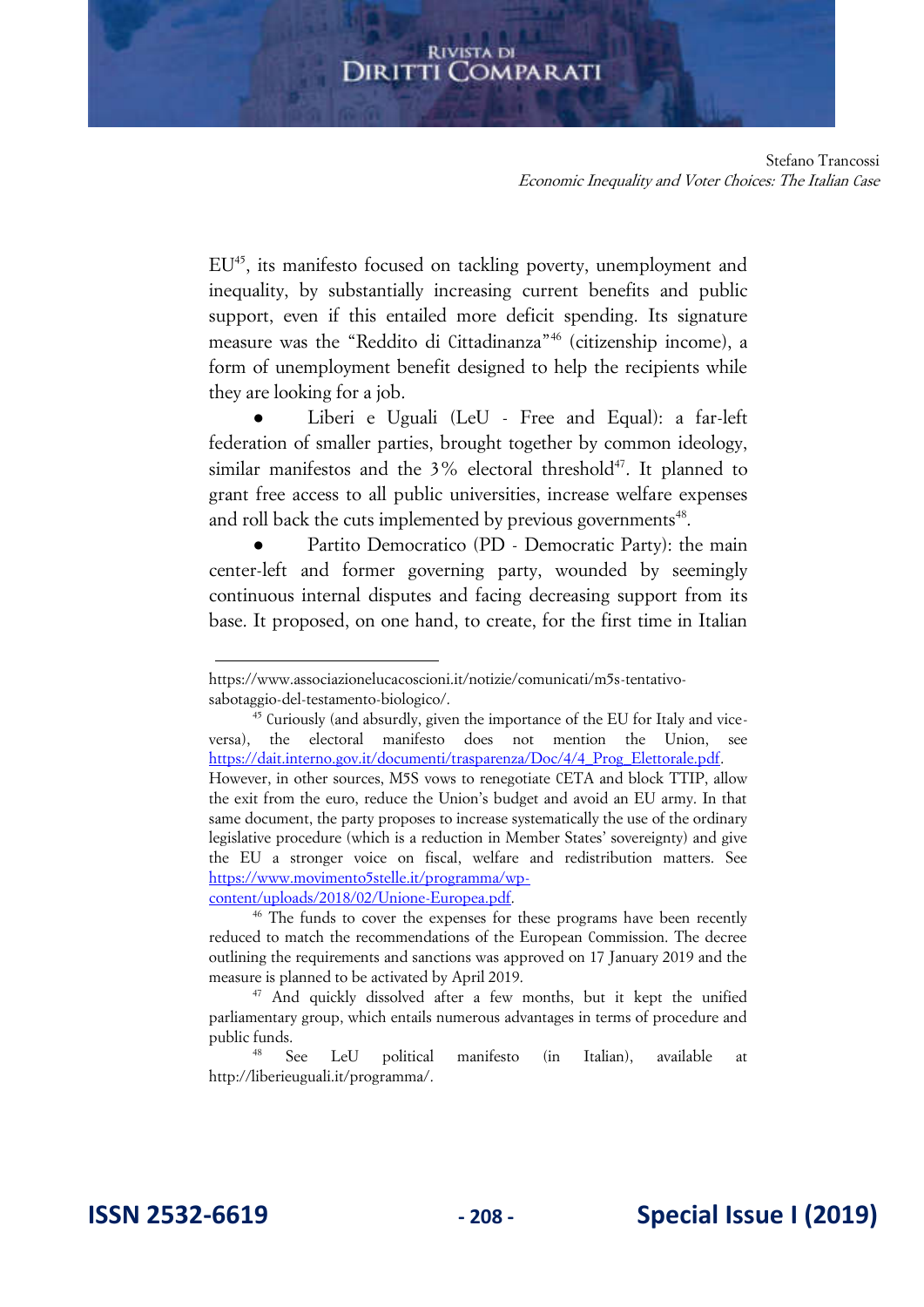EU[45], its manifesto focused on tackling poverty, unemployment and inequality, by substantially increasing current benefits and public support, even if this entailed more deficit spending. Its signature measure was the "Reddito di Cittadinanza"[46] (citizenship income), a form of unemployment benefit designed to help the recipients while they are looking for a job.

- Liberi e Uguali (LeU - Free and Equal): a far-left federation of smaller parties, brought together by common ideology, similar manifestos and the 3% electoral threshold[47]. It planned to grant free access to all public universities, increase welfare expenses and roll back the cuts implemented by previous governments[48].
- Partito Democratico (PD - Democratic Party): the main center-left and former governing party, wounded by seemingly continuous internal disputes and facing decreasing support from its base. It proposed, on one hand, to create, for the first time in Italian

---

https://www.associazionelucacoscioni.it/notizie/comunicati/m5s-tentativo-sabotaggio-del-testamento-biologico/.

[45] Curiously (and absurdly, given the importance of the EU for Italy and vice-versa), the electoral manifesto does not mention the Union, see https://dait.interno.gov.it/documenti/trasparenza/Doc/4/4_Prog_Elettorale.pdf. However, in other sources, M5S vows to renegotiate CETA and block TTIP, allow the exit from the euro, reduce the Union's budget and avoid an EU army. In that same document, the party proposes to increase systematically the use of the ordinary legislative procedure (which is a reduction in Member States' sovereignty) and give the EU a stronger voice on fiscal, welfare and redistribution matters. See https://www.movimento5stelle.it/programma/wp-content/uploads/2018/02/Unione-Europea.pdf.

[46] The funds to cover the expenses for these programs have been recently reduced to match the recommendations of the European Commission. The decree outlining the requirements and sanctions was approved on 17 January 2019 and the measure is planned to be activated by April 2019.

[47] And quickly dissolved after a few months, but it kept the unified parliamentary group, which entails numerous advantages in terms of procedure and public funds.

[48] See LeU political manifesto (in Italian), available at http://liberieuguali.it/programma/.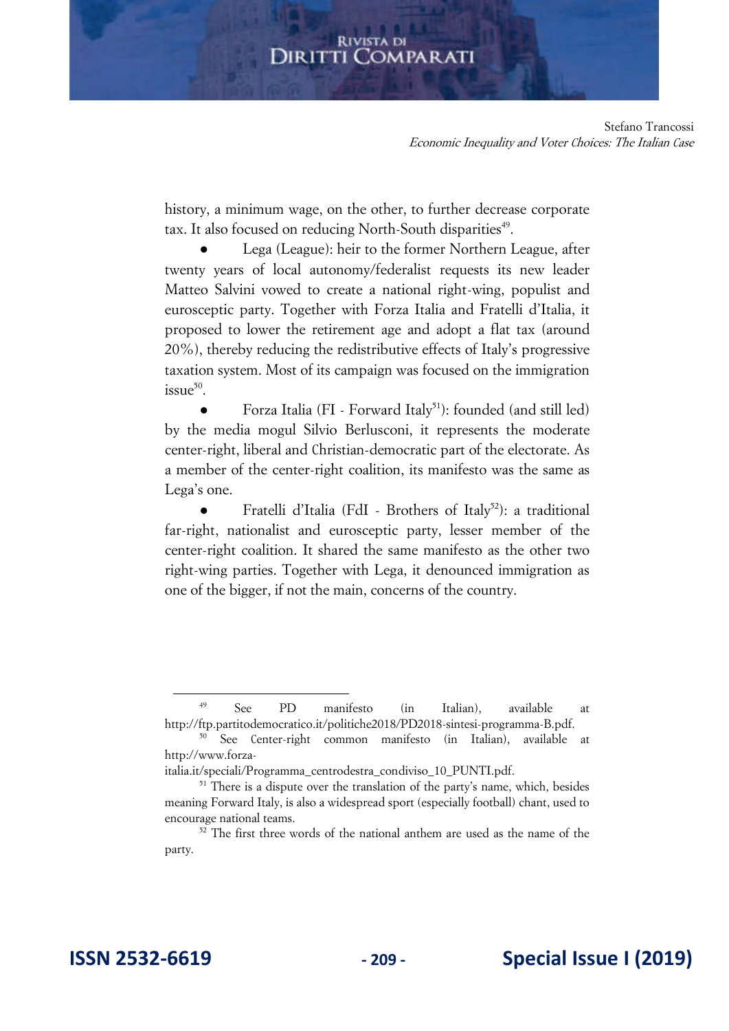history, a minimum wage, on the other, to further decrease corporate tax. It also focused on reducing North-South disparities[49].

- Lega (League): heir to the former Northern League, after twenty years of local autonomy/federalist requests its new leader Matteo Salvini vowed to create a national right-wing, populist and eurosceptic party. Together with Forza Italia and Fratelli d'Italia, it proposed to lower the retirement age and adopt a flat tax (around 20%), thereby reducing the redistributive effects of Italy's progressive taxation system. Most of its campaign was focused on the immigration issue[50].
- Forza Italia (FI - Forward Italy[51]): founded (and still led) by the media mogul Silvio Berlusconi, it represents the moderate center-right, liberal and Christian-democratic part of the electorate. As a member of the center-right coalition, its manifesto was the same as Lega's one.
- Fratelli d'Italia (FdI - Brothers of Italy[52]): a traditional far-right, nationalist and eurosceptic party, lesser member of the center-right coalition. It shared the same manifesto as the other two right-wing parties. Together with Lega, it denounced immigration as one of the bigger, if not the main, concerns of the country.

---

[49] See PD manifesto (in Italian), available at http://ftp.partitodemocratico.it/politiche2018/PD2018-sintesi-programma-B.pdf.

[50] See Center-right common manifesto (in Italian), available at http://www.forza-italia.it/speciali/Programma_centrodestra_condiviso_10_PUNTI.pdf.

[51] There is a dispute over the translation of the party's name, which, besides meaning Forward Italy, is also a widespread sport (especially football) chant, used to encourage national teams.

[52] The first three words of the national anthem are used as the name of the party.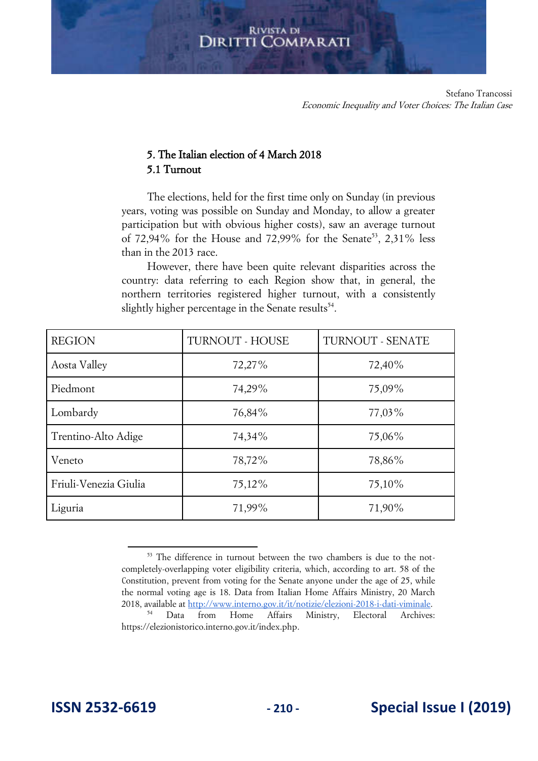## 5. The Italian election of 4 March 2018

### 5.1 Turnout

The elections, held for the first time only on Sunday (in previous years, voting was possible on Sunday and Monday, to allow a greater participation but with obvious higher costs), saw an average turnout of 72,94% for the House and 72,99% for the Senate[53], 2,31% less than in the 2013 race.

However, there have been quite relevant disparities across the country: data referring to each Region show that, in general, the northern territories registered higher turnout, with a consistently slightly higher percentage in the Senate results[54].

| REGION | TURNOUT - HOUSE | TURNOUT - SENATE |
|---|---|---|
| Aosta Valley | 72,27% | 72,40% |
| Piedmont | 74,29% | 75,09% |
| Lombardy | 76,84% | 77,03% |
| Trentino-Alto Adige | 74,34% | 75,06% |
| Veneto | 78,72% | 78,86% |
| Friuli-Venezia Giulia | 75,12% | 75,10% |
| Liguria | 71,99% | 71,90% |

---

[53] The difference in turnout between the two chambers is due to the not-completely-overlapping voter eligibility criteria, which, according to art. 58 of the Constitution, prevent from voting for the Senate anyone under the age of 25, while the normal voting age is 18. Data from Italian Home Affairs Ministry, 20 March 2018, available at [http://www.interno.gov.it/it/notizie/elezioni-2018-i-dati-viminale](http://www.interno.gov.it/it/notizie/elezioni-2018-i-dati-viminale).

[54] Data from Home Affairs Ministry, Electoral Archives: https://elezionistorico.interno.gov.it/index.php.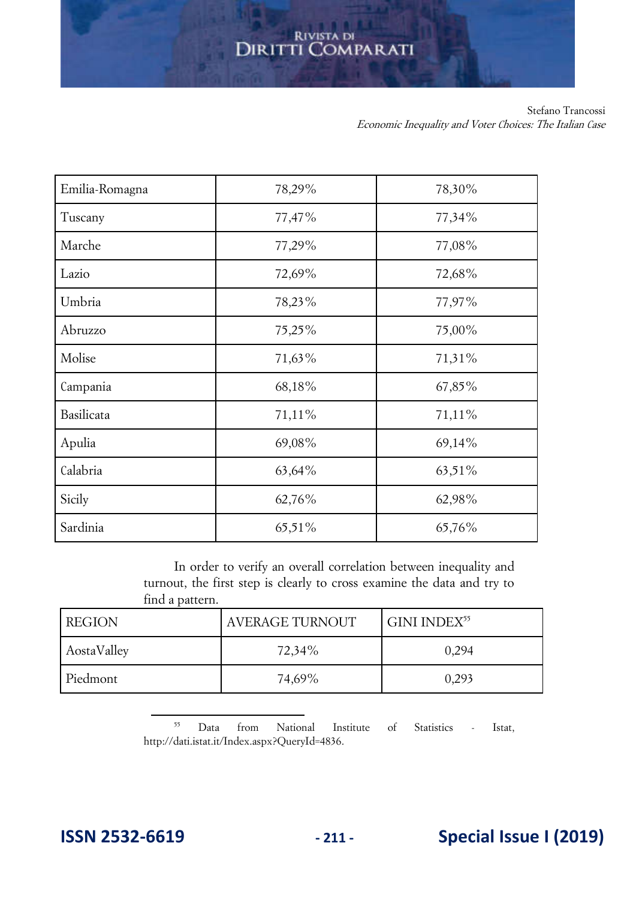| | | |
|---|---|---|
| Emilia-Romagna | 78,29% | 78,30% |
| Tuscany | 77,47% | 77,34% |
| Marche | 77,29% | 77,08% |
| Lazio | 72,69% | 72,68% |
| Umbria | 78,23% | 77,97% |
| Abruzzo | 75,25% | 75,00% |
| Molise | 71,63% | 71,31% |
| Campania | 68,18% | 67,85% |
| Basilicata | 71,11% | 71,11% |
| Apulia | 69,08% | 69,14% |
| Calabria | 63,64% | 63,51% |
| Sicily | 62,76% | 62,98% |
| Sardinia | 65,51% | 65,76% |

In order to verify an overall correlation between inequality and turnout, the first step is clearly to cross examine the data and try to find a pattern.

| REGION | AVERAGE TURNOUT | GINI INDEX[55] |
|---|---|---|
| AostaValley | 72,34% | 0,294 |
| Piedmont | 74,69% | 0,293 |

[55] Data from National Institute of Statistics - Istat, http://dati.istat.it/Index.aspx?QueryId=4836.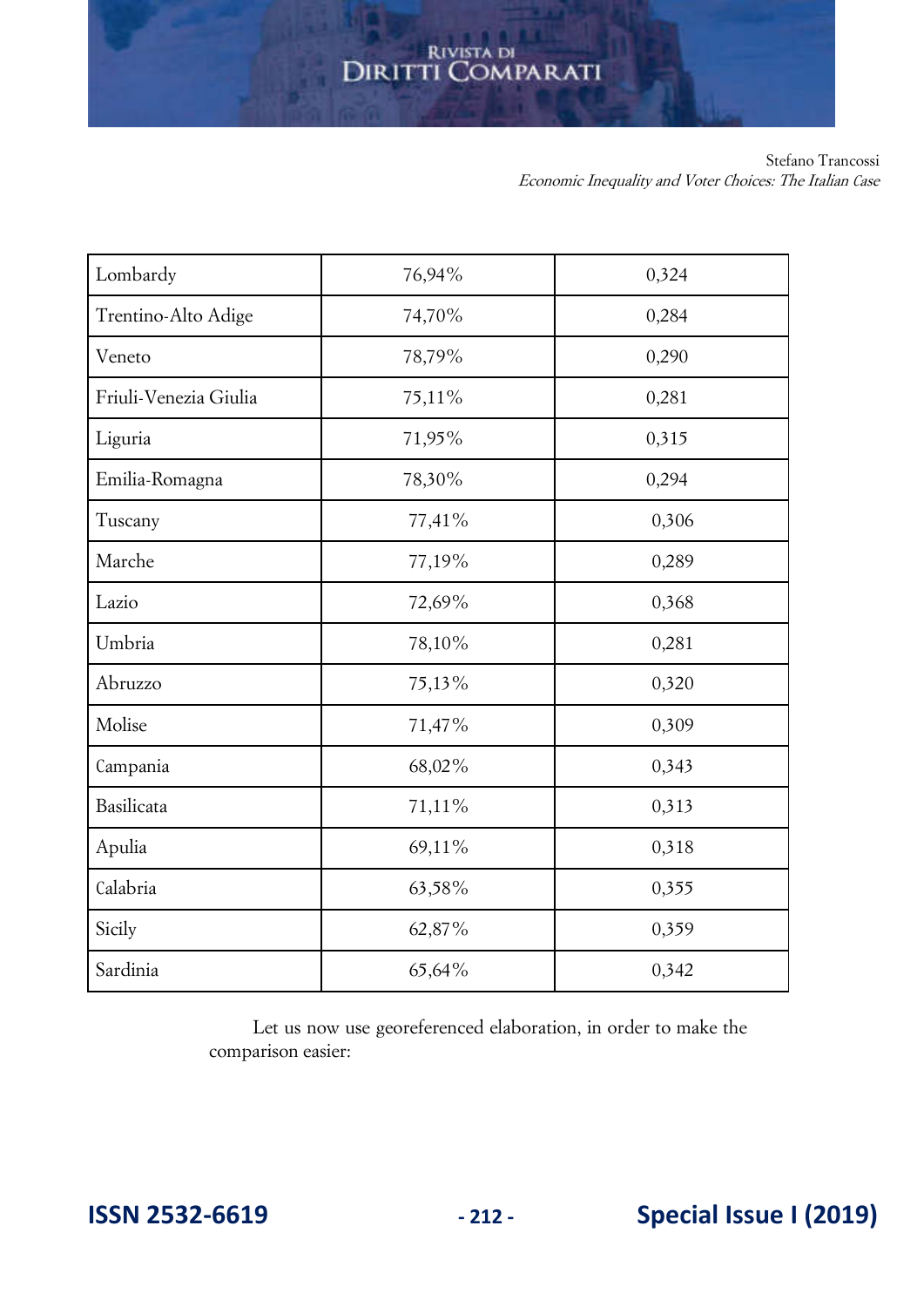| Lombardy | 76,94% | 0,324 |
|---|---|---|
| Trentino-Alto Adige | 74,70% | 0,284 |
| Veneto | 78,79% | 0,290 |
| Friuli-Venezia Giulia | 75,11% | 0,281 |
| Liguria | 71,95% | 0,315 |
| Emilia-Romagna | 78,30% | 0,294 |
| Tuscany | 77,41% | 0,306 |
| Marche | 77,19% | 0,289 |
| Lazio | 72,69% | 0,368 |
| Umbria | 78,10% | 0,281 |
| Abruzzo | 75,13% | 0,320 |
| Molise | 71,47% | 0,309 |
| Campania | 68,02% | 0,343 |
| Basilicata | 71,11% | 0,313 |
| Apulia | 69,11% | 0,318 |
| Calabria | 63,58% | 0,355 |
| Sicily | 62,87% | 0,359 |
| Sardinia | 65,64% | 0,342 |

Let us now use georeferenced elaboration, in order to make the comparison easier: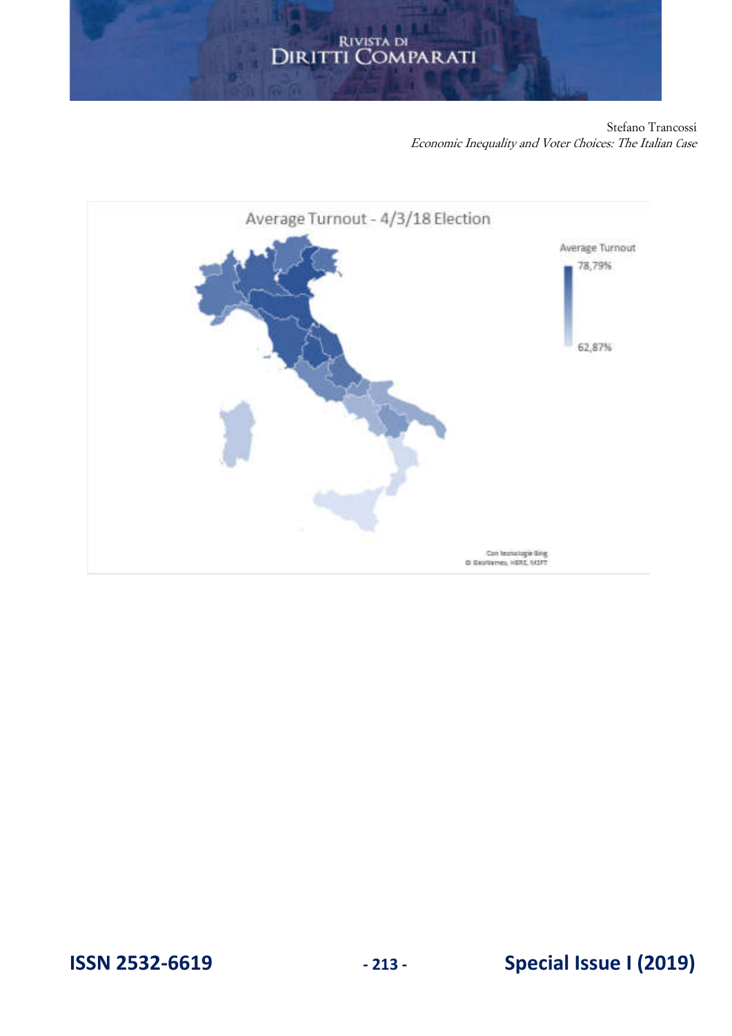Average Turnout - 4/3/18 Election

Average Turnout

78,79%

62,87%

Con tecnologie Bing
© GeoNames, HERE, MSFT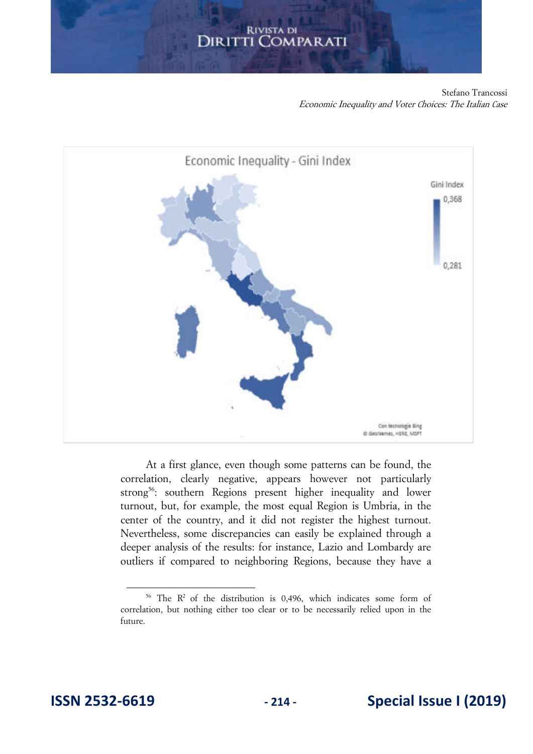At a first glance, even though some patterns can be found, the correlation, clearly negative, appears however not particularly strong[56]: southern Regions present higher inequality and lower turnout, but, for example, the most equal Region is Umbria, in the center of the country, and it did not register the highest turnout. Nevertheless, some discrepancies can easily be explained through a deeper analysis of the results: for instance, Lazio and Lombardy are outliers if compared to neighboring Regions, because they have a

---

[56] The $R^2$ of the distribution is 0,496, which indicates some form of correlation, but nothing either too clear or to be necessarily relied upon in the future.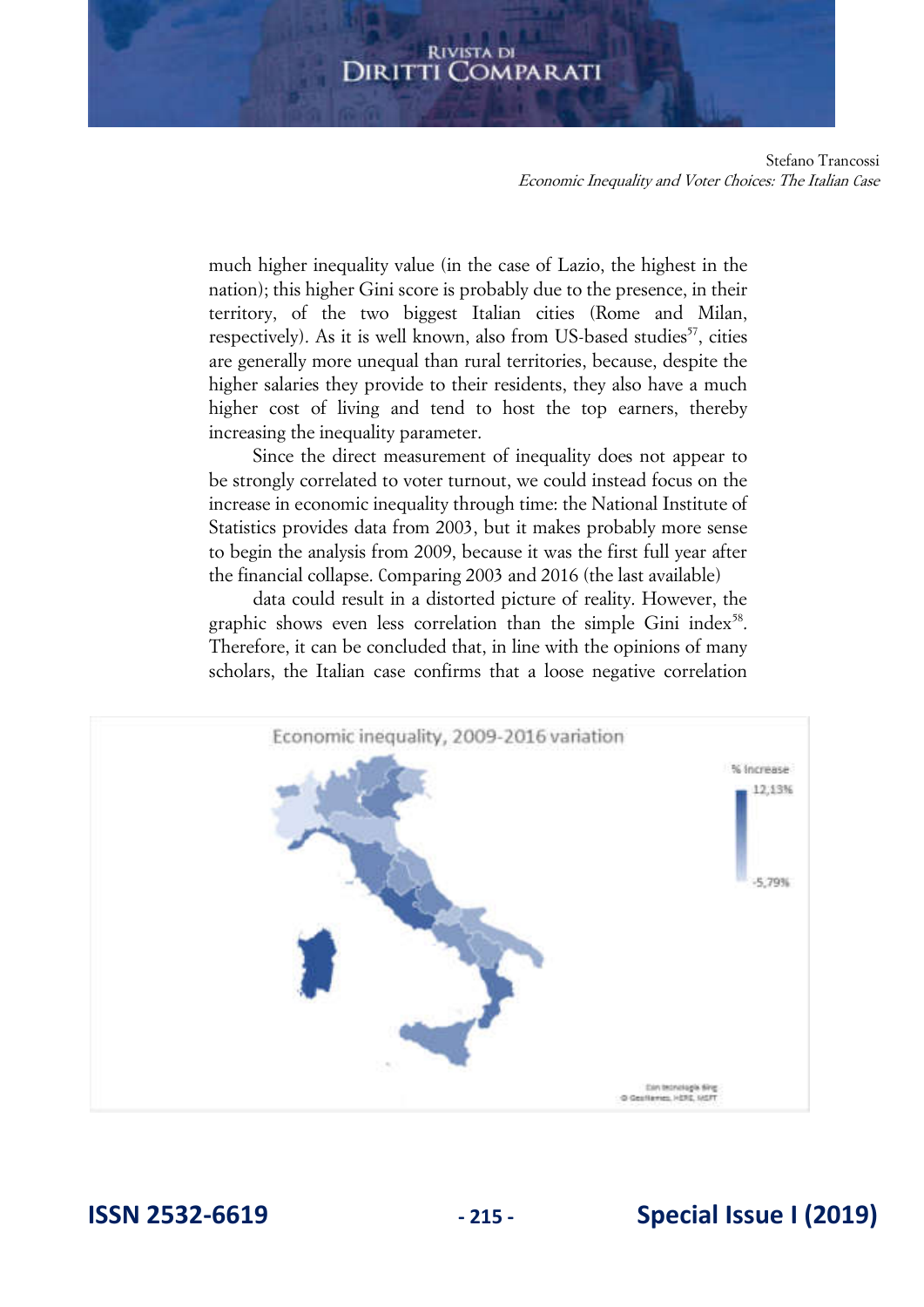much higher inequality value (in the case of Lazio, the highest in the nation); this higher Gini score is probably due to the presence, in their territory, of the two biggest Italian cities (Rome and Milan, respectively). As it is well known, also from US-based studies[57], cities are generally more unequal than rural territories, because, despite the higher salaries they provide to their residents, they also have a much higher cost of living and tend to host the top earners, thereby increasing the inequality parameter.

Since the direct measurement of inequality does not appear to be strongly correlated to voter turnout, we could instead focus on the increase in economic inequality through time: the National Institute of Statistics provides data from 2003, but it makes probably more sense to begin the analysis from 2009, because it was the first full year after the financial collapse. Comparing 2003 and 2016 (the last available)

data could result in a distorted picture of reality. However, the graphic shows even less correlation than the simple Gini index[58]. Therefore, it can be concluded that, in line with the opinions of many scholars, the Italian case confirms that a loose negative correlation

Economic inequality, 2009-2016 variation

% Increase
12,13%
-5,79%

Con tecnologia Bing
© GeoNames, HERE, MSFT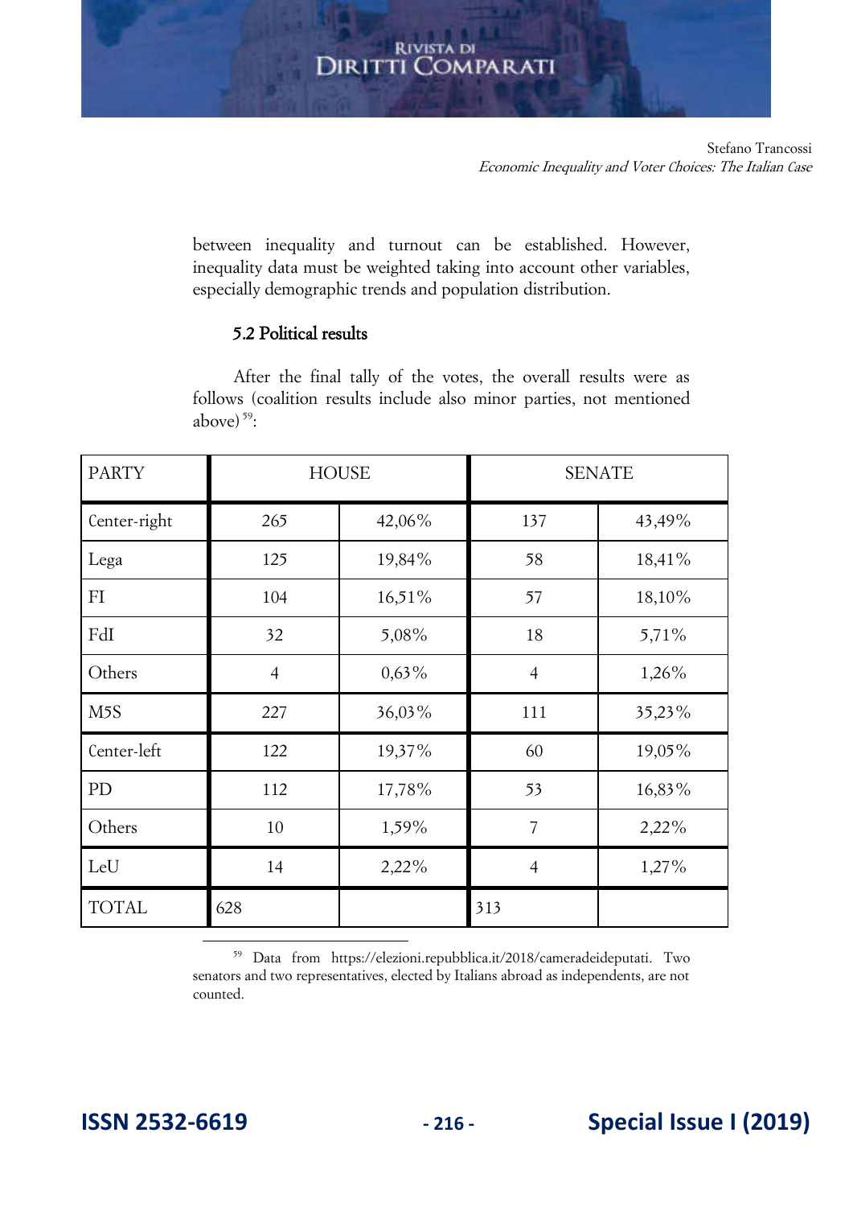between inequality and turnout can be established. However, inequality data must be weighted taking into account other variables, especially demographic trends and population distribution.

### 5.2 Political results

After the final tally of the votes, the overall results were as follows (coalition results include also minor parties, not mentioned above)[59]:

| PARTY | HOUSE | | SENATE | |
|---|---|---|---|---|
| Center-right | 265 | 42,06% | 137 | 43,49% |
| Lega | 125 | 19,84% | 58 | 18,41% |
| FI | 104 | 16,51% | 57 | 18,10% |
| FdI | 32 | 5,08% | 18 | 5,71% |
| Others | 4 | 0,63% | 4 | 1,26% |
| M5S | 227 | 36,03% | 111 | 35,23% |
| Center-left | 122 | 19,37% | 60 | 19,05% |
| PD | 112 | 17,78% | 53 | 16,83% |
| Others | 10 | 1,59% | 7 | 2,22% |
| LeU | 14 | 2,22% | 4 | 1,27% |
| TOTAL | 628 | | 313 | |

[59] Data from https://elezioni.repubblica.it/2018/cameradeideputati. Two senators and two representatives, elected by Italians abroad as independents, are not counted.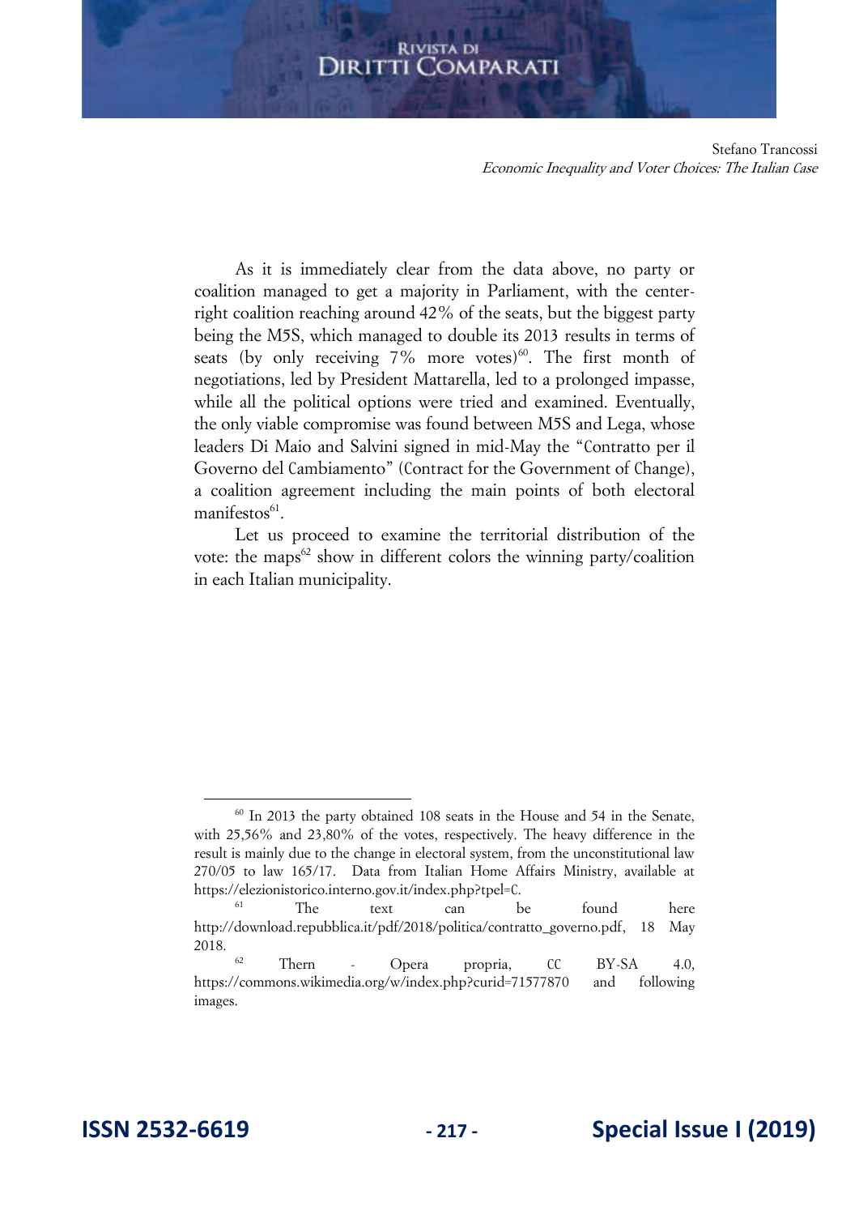As it is immediately clear from the data above, no party or coalition managed to get a majority in Parliament, with the center-right coalition reaching around 42% of the seats, but the biggest party being the M5S, which managed to double its 2013 results in terms of seats (by only receiving 7% more votes)[60]. The first month of negotiations, led by President Mattarella, led to a prolonged impasse, while all the political options were tried and examined. Eventually, the only viable compromise was found between M5S and Lega, whose leaders Di Maio and Salvini signed in mid-May the "Contratto per il Governo del Cambiamento" (Contract for the Government of Change), a coalition agreement including the main points of both electoral manifestos[61].

Let us proceed to examine the territorial distribution of the vote: the maps[62] show in different colors the winning party/coalition in each Italian municipality.

---

[60] In 2013 the party obtained 108 seats in the House and 54 in the Senate, with 25,56% and 23,80% of the votes, respectively. The heavy difference in the result is mainly due to the change in electoral system, from the unconstitutional law 270/05 to law 165/17. Data from Italian Home Affairs Ministry, available at https://elezionistorico.interno.gov.it/index.php?tpel=C.

[61] The text can be found here http://download.repubblica.it/pdf/2018/politica/contratto_governo.pdf, 18 May 2018.

[62] Thern - Opera propria, CC BY-SA 4.0, https://commons.wikimedia.org/w/index.php?curid=71577870 and following images.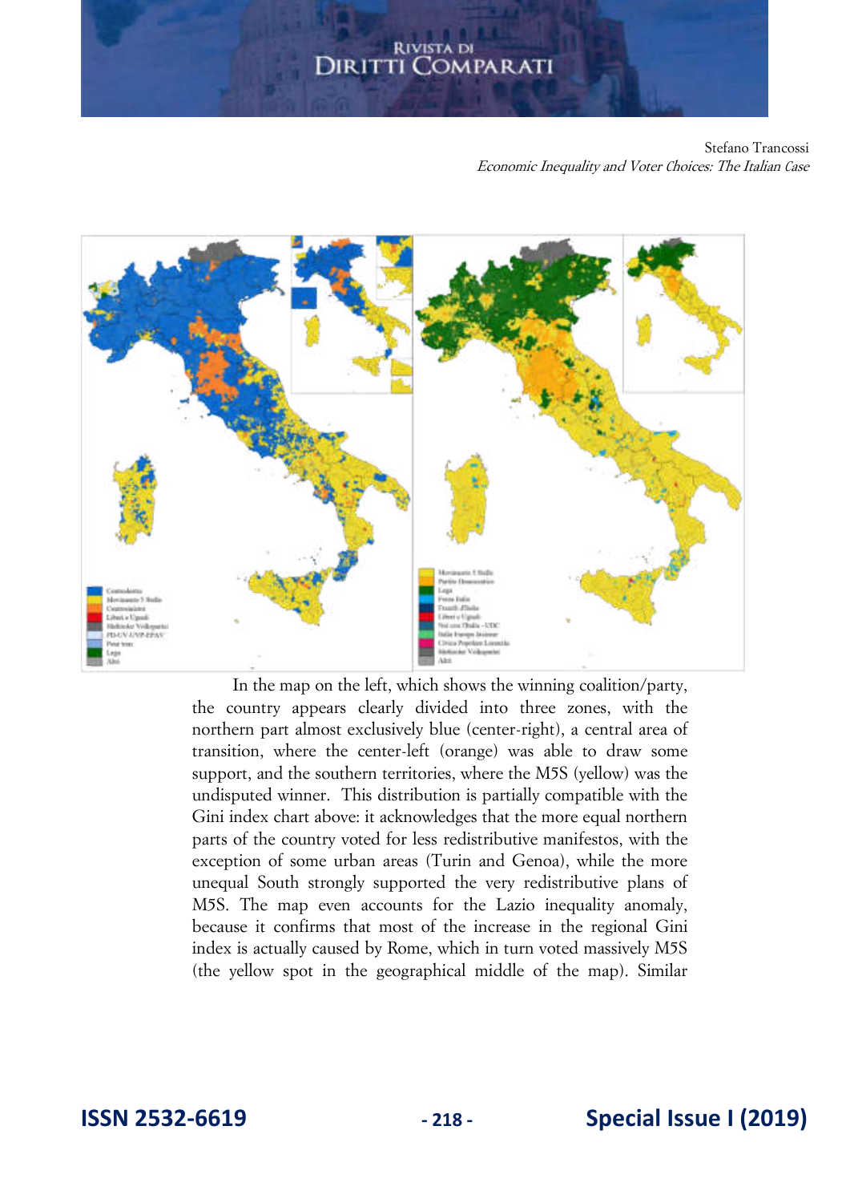In the map on the left, which shows the winning coalition/party, the country appears clearly divided into three zones, with the northern part almost exclusively blue (center-right), a central area of transition, where the center-left (orange) was able to draw some support, and the southern territories, where the M5S (yellow) was the undisputed winner. This distribution is partially compatible with the Gini index chart above: it acknowledges that the more equal northern parts of the country voted for less redistributive manifestos, with the exception of some urban areas (Turin and Genoa), while the more unequal South strongly supported the very redistributive plans of M5S. The map even accounts for the Lazio inequality anomaly, because it confirms that most of the increase in the regional Gini index is actually caused by Rome, which in turn voted massively M5S (the yellow spot in the geographical middle of the map). Similar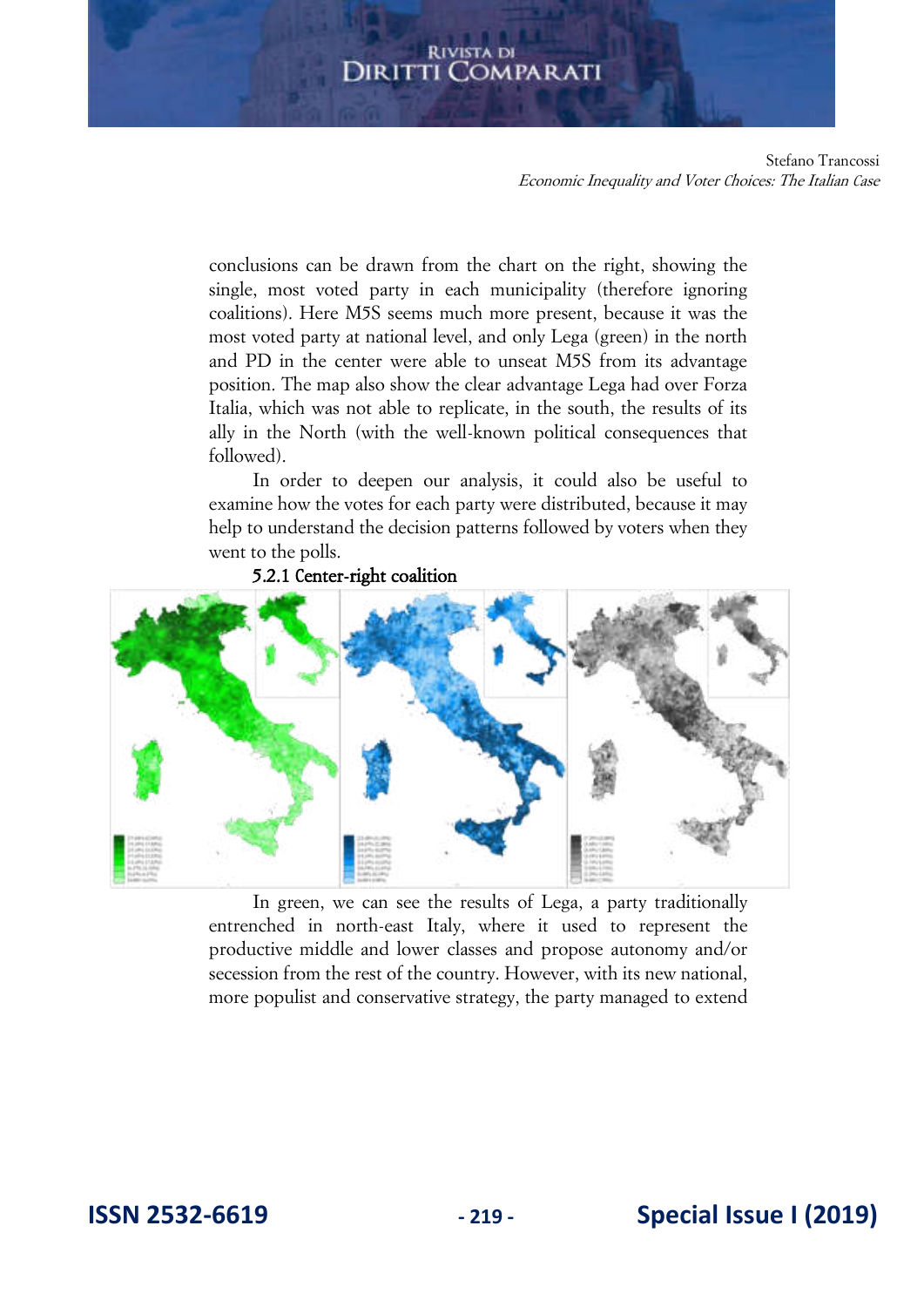conclusions can be drawn from the chart on the right, showing the single, most voted party in each municipality (therefore ignoring coalitions). Here M5S seems much more present, because it was the most voted party at national level, and only Lega (green) in the north and PD in the center were able to unseat M5S from its advantage position. The map also show the clear advantage Lega had over Forza Italia, which was not able to replicate, in the south, the results of its ally in the North (with the well-known political consequences that followed).

In order to deepen our analysis, it could also be useful to examine how the votes for each party were distributed, because it may help to understand the decision patterns followed by voters when they went to the polls.

#### 5.2.1 Center-right coalition

In green, we can see the results of Lega, a party traditionally entrenched in north-east Italy, where it used to represent the productive middle and lower classes and propose autonomy and/or secession from the rest of the country. However, with its new national, more populist and conservative strategy, the party managed to extend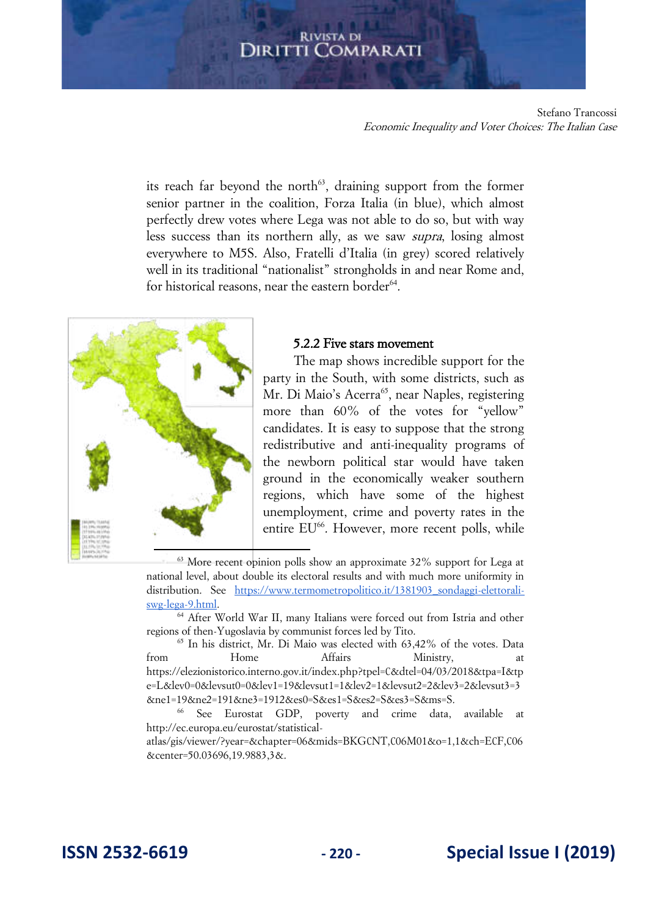its reach far beyond the north[63], draining support from the former senior partner in the coalition, Forza Italia (in blue), which almost perfectly drew votes where Lega was not able to do so, but with way less success than its northern ally, as we saw *supra*, losing almost everywhere to M5S. Also, Fratelli d'Italia (in grey) scored relatively well in its traditional "nationalist" strongholds in and near Rome and, for historical reasons, near the eastern border[64].

### 5.2.2 Five stars movement

The map shows incredible support for the party in the South, with some districts, such as Mr. Di Maio's Acerra[65], near Naples, registering more than 60% of the votes for "yellow" candidates. It is easy to suppose that the strong redistributive and anti-inequality programs of the newborn political star would have taken ground in the economically weaker southern regions, which have some of the highest unemployment, crime and poverty rates in the entire EU[66]. However, more recent polls, while

---

[63] More recent opinion polls show an approximate 32% support for Lega at national level, about double its electoral results and with much more uniformity in distribution. See https://www.termometropolitico.it/1381903_sondaggi-elettorali-swg-lega-9.html.

[64] After World War II, many Italians were forced out from Istria and other regions of then-Yugoslavia by communist forces led by Tito.

[65] In his district, Mr. Di Maio was elected with 63,42% of the votes. Data from Home Affairs Ministry, at https://elezionistorico.interno.gov.it/index.php?tpel=C&dtel=04/03/2018&tpa=I&tpe=L&lev0=0&levsut0=0&lev1=19&levsut1=1&lev2=1&levsut2=2&lev3=2&levsut3=3&ne1=19&ne2=191&ne3=1912&es0=S&es1=S&es2=S&es3=S&ms=S.

[66] See Eurostat GDP, poverty and crime data, available at http://ec.europa.eu/eurostat/statistical-atlas/gis/viewer/?year=&chapter=06&mids=BKGCNT,C06M01&o=1,1&ch=ECF,C06&center=50.03696,19.9883,3&.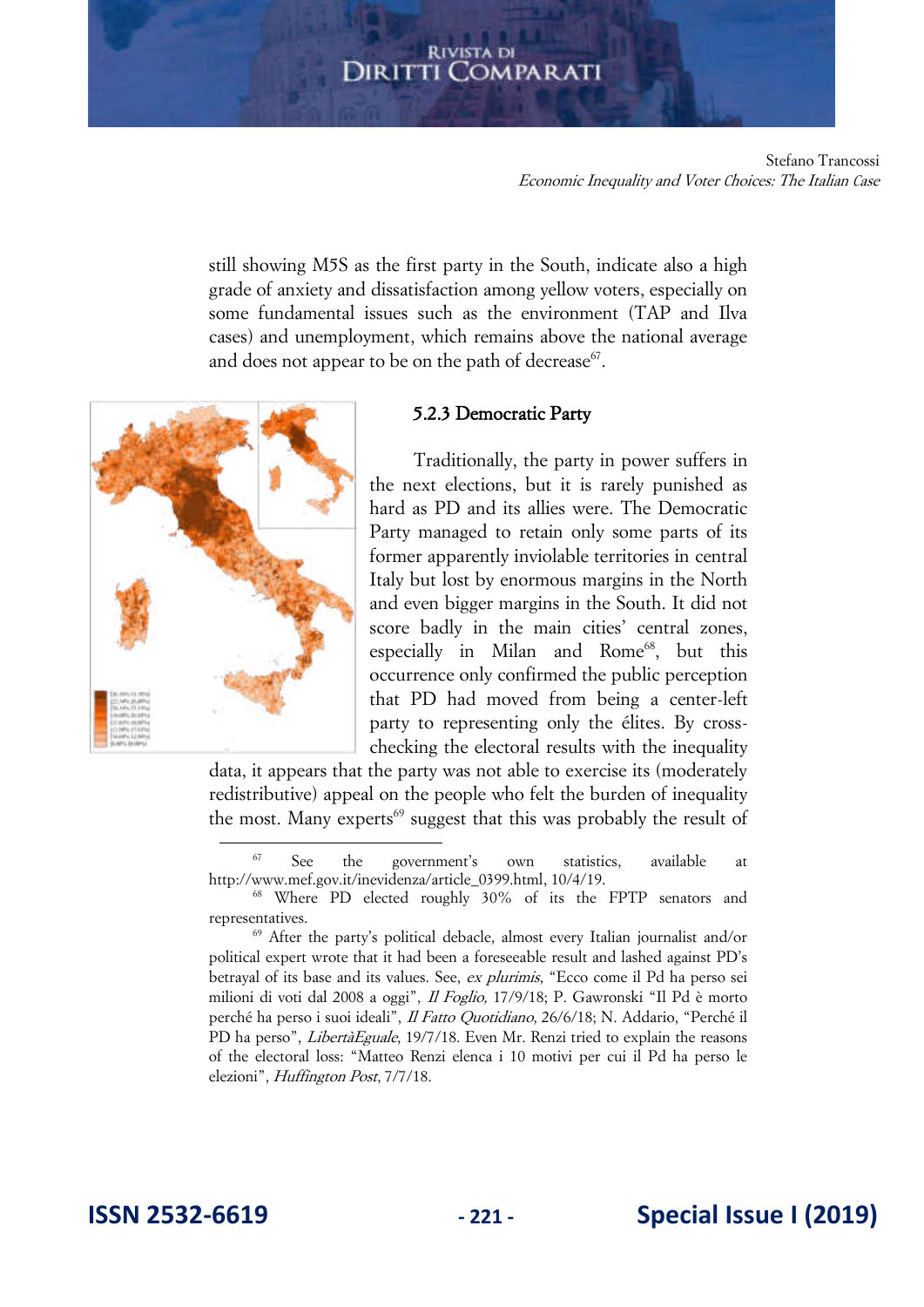still showing M5S as the first party in the South, indicate also a high grade of anxiety and dissatisfaction among yellow voters, especially on some fundamental issues such as the environment (TAP and Ilva cases) and unemployment, which remains above the national average and does not appear to be on the path of decrease[67].

### 5.2.3 Democratic Party

Traditionally, the party in power suffers in the next elections, but it is rarely punished as hard as PD and its allies were. The Democratic Party managed to retain only some parts of its former apparently inviolable territories in central Italy but lost by enormous margins in the North and even bigger margins in the South. It did not score badly in the main cities' central zones, especially in Milan and Rome[68], but this occurrence only confirmed the public perception that PD had moved from being a center-left party to representing only the élites. By cross-checking the electoral results with the inequality data, it appears that the party was not able to exercise its (moderately redistributive) appeal on the people who felt the burden of inequality the most. Many experts[69] suggest that this was probably the result of

---

[67] See the government's own statistics, available at http://www.mef.gov.it/inevidenza/article_0399.html, 10/4/19.

[68] Where PD elected roughly 30% of its the FPTP senators and representatives.

[69] After the party's political debacle, almost every Italian journalist and/or political expert wrote that it had been a foreseeable result and lashed against PD's betrayal of its base and its values. See, *ex plurimis*, "Ecco come il Pd ha perso sei milioni di voti dal 2008 a oggi", *Il Foglio*, 17/9/18; P. Gawronski "Il Pd è morto perché ha perso i suoi ideali", *Il Fatto Quotidiano*, 26/6/18; N. Addario, "Perché il PD ha perso", *LibertàEguale*, 19/7/18. Even Mr. Renzi tried to explain the reasons of the electoral loss: "Matteo Renzi elenca i 10 motivi per cui il Pd ha perso le elezioni", *Huffington Post*, 7/7/18.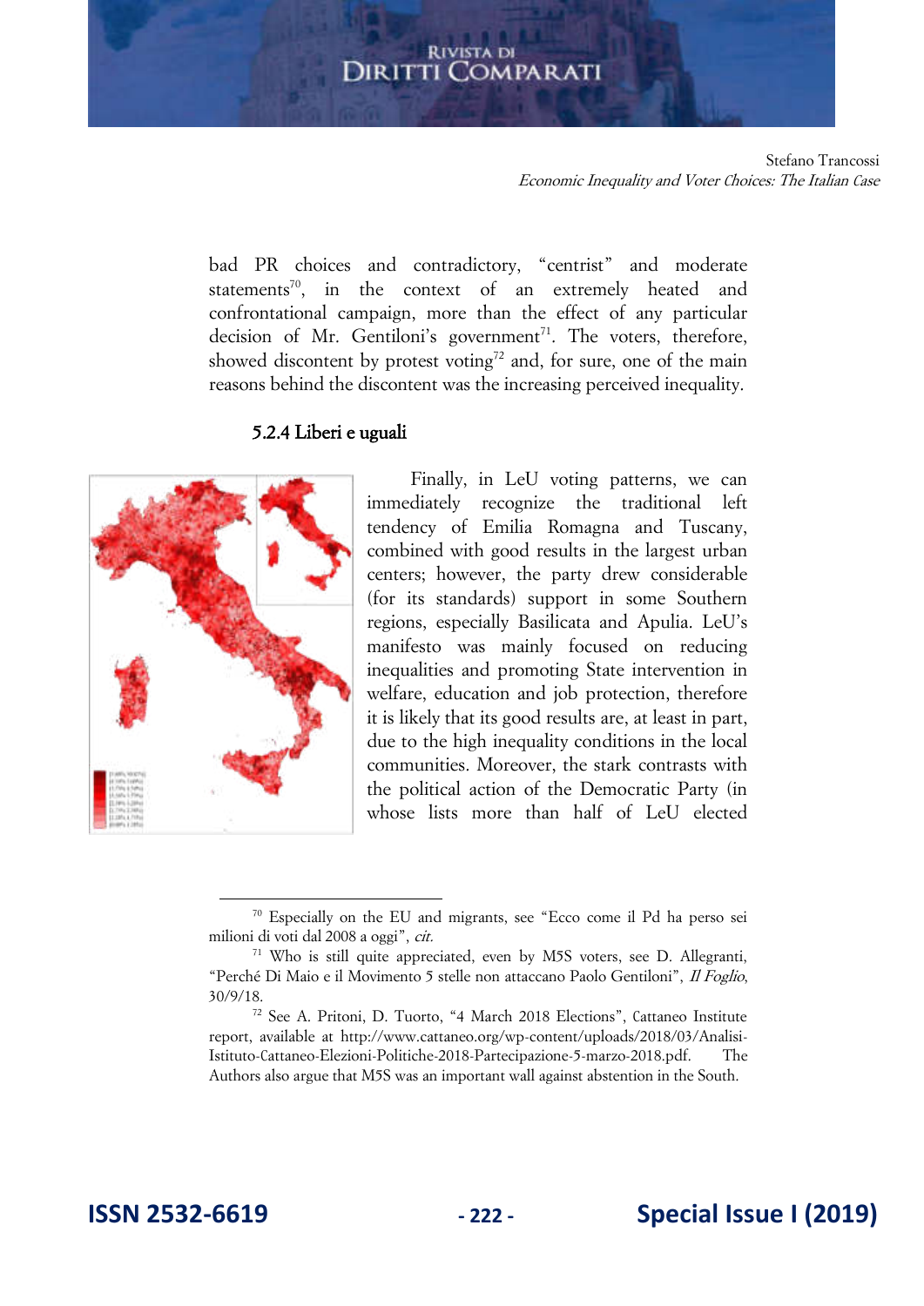bad PR choices and contradictory, "centrist" and moderate statements[70], in the context of an extremely heated and confrontational campaign, more than the effect of any particular decision of Mr. Gentiloni's government[71]. The voters, therefore, showed discontent by protest voting[72] and, for sure, one of the main reasons behind the discontent was the increasing perceived inequality.

#### 5.2.4 Liberi e uguali

Finally, in LeU voting patterns, we can immediately recognize the traditional left tendency of Emilia Romagna and Tuscany, combined with good results in the largest urban centers; however, the party drew considerable (for its standards) support in some Southern regions, especially Basilicata and Apulia. LeU's manifesto was mainly focused on reducing inequalities and promoting State intervention in welfare, education and job protection, therefore it is likely that its good results are, at least in part, due to the high inequality conditions in the local communities. Moreover, the stark contrasts with the political action of the Democratic Party (in whose lists more than half of LeU elected

---

[70] Especially on the EU and migrants, see "Ecco come il Pd ha perso sei milioni di voti dal 2008 a oggi", *cit.*

[71] Who is still quite appreciated, even by M5S voters, see D. Allegranti, "Perché Di Maio e il Movimento 5 stelle non attaccano Paolo Gentiloni", *Il Foglio*, 30/9/18.

[72] See A. Pritoni, D. Tuorto, "4 March 2018 Elections", Cattaneo Institute report, available at http://www.cattaneo.org/wp-content/uploads/2018/03/Analisi-Istituto-Cattaneo-Elezioni-Politiche-2018-Partecipazione-5-marzo-2018.pdf. The Authors also argue that M5S was an important wall against abstention in the South.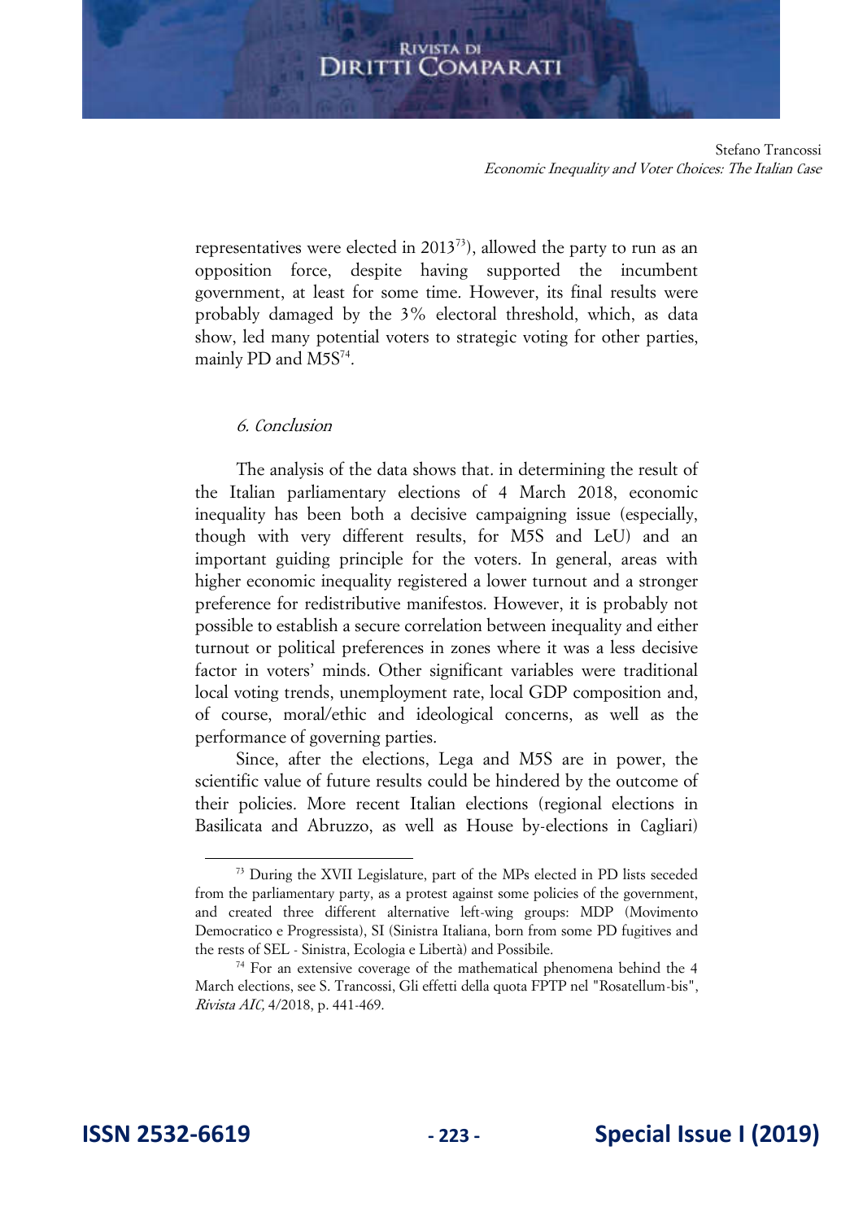representatives were elected in 2013[73]), allowed the party to run as an opposition force, despite having supported the incumbent government, at least for some time. However, its final results were probably damaged by the 3% electoral threshold, which, as data show, led many potential voters to strategic voting for other parties, mainly PD and M5S[74].

### *6. Conclusion*

The analysis of the data shows that. in determining the result of the Italian parliamentary elections of 4 March 2018, economic inequality has been both a decisive campaigning issue (especially, though with very different results, for M5S and LeU) and an important guiding principle for the voters. In general, areas with higher economic inequality registered a lower turnout and a stronger preference for redistributive manifestos. However, it is probably not possible to establish a secure correlation between inequality and either turnout or political preferences in zones where it was a less decisive factor in voters' minds. Other significant variables were traditional local voting trends, unemployment rate, local GDP composition and, of course, moral/ethic and ideological concerns, as well as the performance of governing parties.

Since, after the elections, Lega and M5S are in power, the scientific value of future results could be hindered by the outcome of their policies. More recent Italian elections (regional elections in Basilicata and Abruzzo, as well as House by-elections in Cagliari)

---

[73] During the XVII Legislature, part of the MPs elected in PD lists seceded from the parliamentary party, as a protest against some policies of the government, and created three different alternative left-wing groups: MDP (Movimento Democratico e Progressista), SI (Sinistra Italiana, born from some PD fugitives and the rests of SEL - Sinistra, Ecologia e Libertà) and Possibile.

[74] For an extensive coverage of the mathematical phenomena behind the 4 March elections, see S. Trancossi, Gli effetti della quota FPTP nel "Rosatellum-bis", *Rivista AIC*, 4/2018, p. 441-469.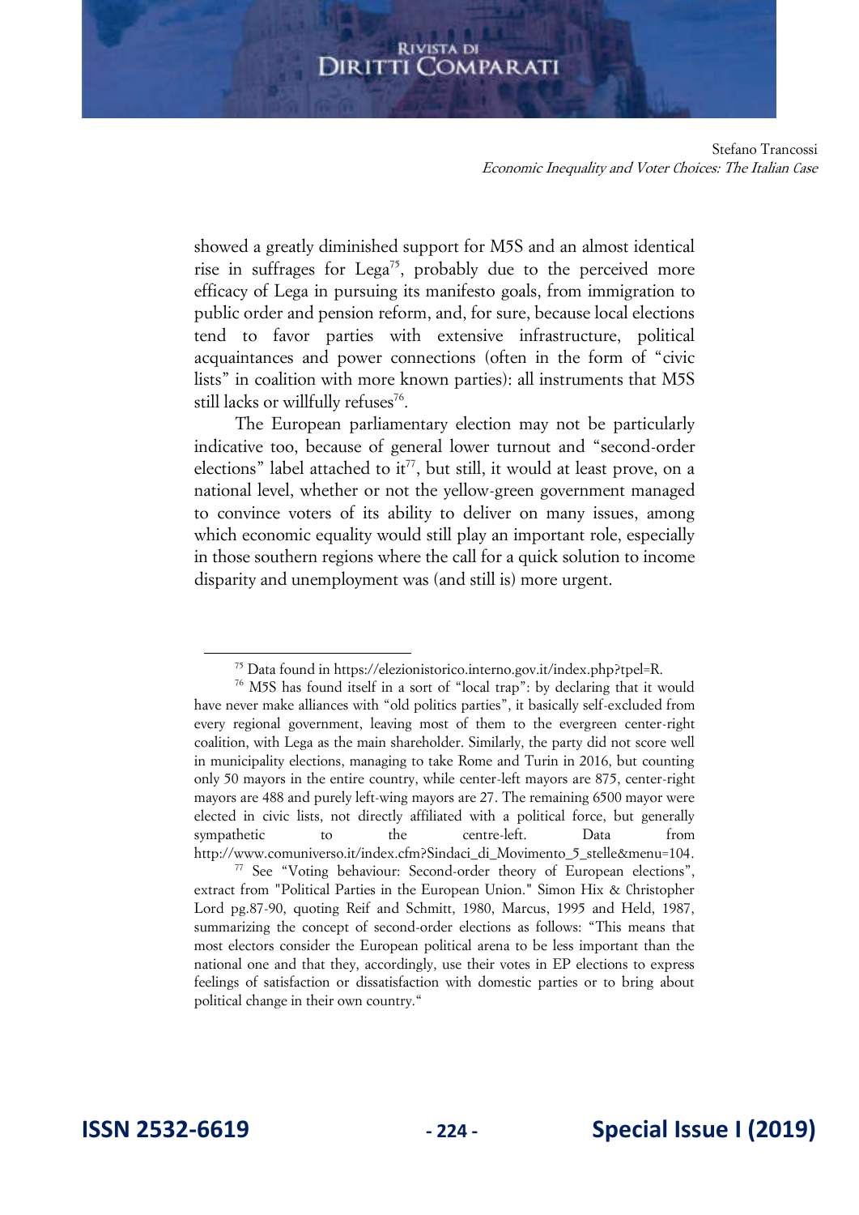showed a greatly diminished support for M5S and an almost identical rise in suffrages for Lega[75], probably due to the perceived more efficacy of Lega in pursuing its manifesto goals, from immigration to public order and pension reform, and, for sure, because local elections tend to favor parties with extensive infrastructure, political acquaintances and power connections (often in the form of "civic lists" in coalition with more known parties): all instruments that M5S still lacks or willfully refuses[76].

The European parliamentary election may not be particularly indicative too, because of general lower turnout and "second-order elections" label attached to it[77], but still, it would at least prove, on a national level, whether or not the yellow-green government managed to convince voters of its ability to deliver on many issues, among which economic equality would still play an important role, especially in those southern regions where the call for a quick solution to income disparity and unemployment was (and still is) more urgent.

---

[75] Data found in https://elezionistorico.interno.gov.it/index.php?tpel=R.

[76] M5S has found itself in a sort of "local trap": by declaring that it would have never make alliances with "old politics parties", it basically self-excluded from every regional government, leaving most of them to the evergreen center-right coalition, with Lega as the main shareholder. Similarly, the party did not score well in municipality elections, managing to take Rome and Turin in 2016, but counting only 50 mayors in the entire country, while center-left mayors are 875, center-right mayors are 488 and purely left-wing mayors are 27. The remaining 6500 mayor were elected in civic lists, not directly affiliated with a political force, but generally sympathetic to the centre-left. Data from http://www.comuniverso.it/index.cfm?Sindaci_di_Movimento_5_stelle&menu=104.

[77] See "Voting behaviour: Second-order theory of European elections", extract from "Political Parties in the European Union." Simon Hix & Christopher Lord pg.87-90, quoting Reif and Schmitt, 1980, Marcus, 1995 and Held, 1987, summarizing the concept of second-order elections as follows: "This means that most electors consider the European political arena to be less important than the national one and that they, accordingly, use their votes in EP elections to express feelings of satisfaction or dissatisfaction with domestic parties or to bring about political change in their own country."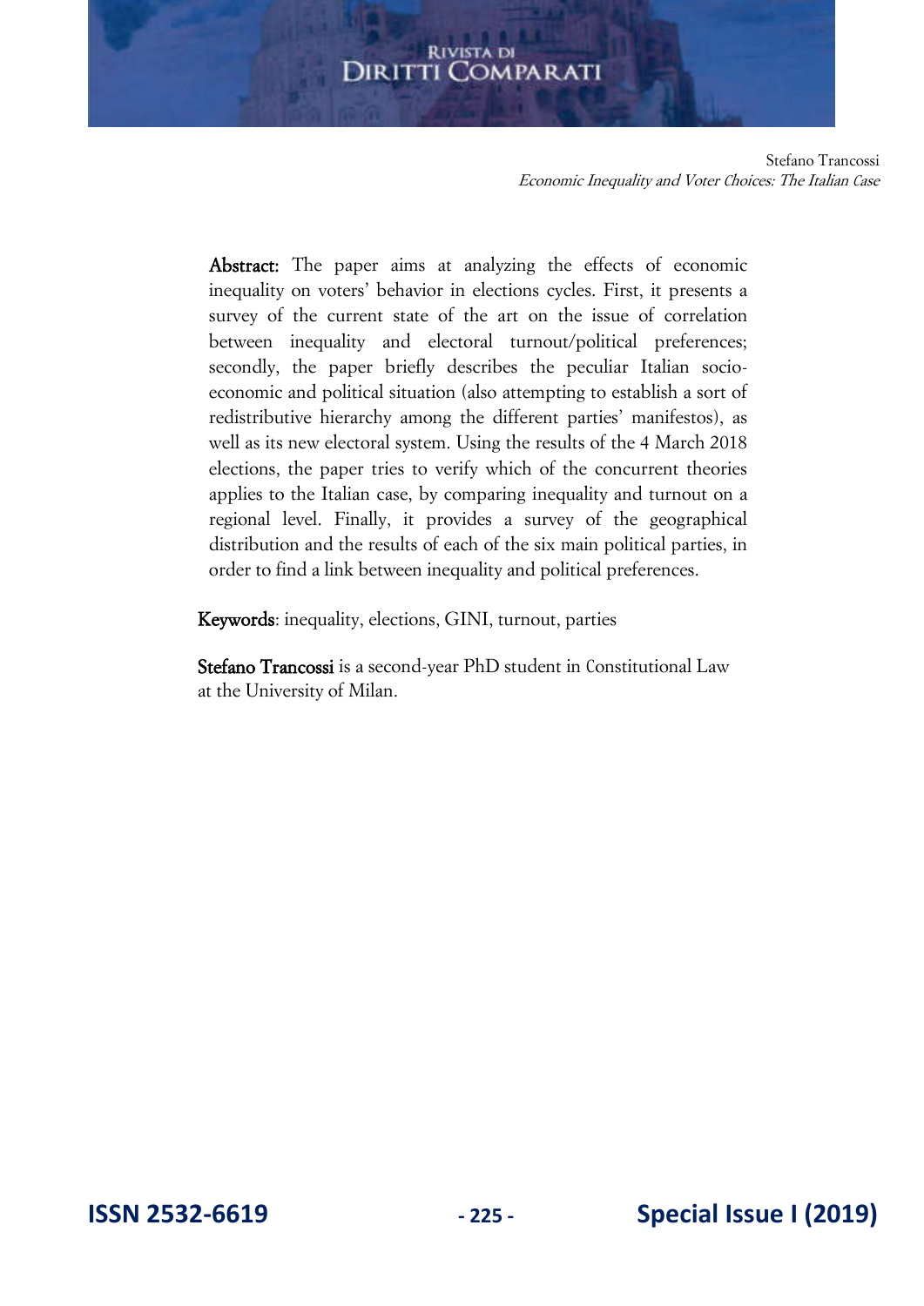**Abstract:** The paper aims at analyzing the effects of economic inequality on voters' behavior in elections cycles. First, it presents a survey of the current state of the art on the issue of correlation between inequality and electoral turnout/political preferences; secondly, the paper briefly describes the peculiar Italian socio-economic and political situation (also attempting to establish a sort of redistributive hierarchy among the different parties' manifestos), as well as its new electoral system. Using the results of the 4 March 2018 elections, the paper tries to verify which of the concurrent theories applies to the Italian case, by comparing inequality and turnout on a regional level. Finally, it provides a survey of the geographical distribution and the results of each of the six main political parties, in order to find a link between inequality and political preferences.

**Keywords**: inequality, elections, GINI, turnout, parties

**Stefano Trancossi** is a second-year PhD student in Constitutional Law at the University of Milan.